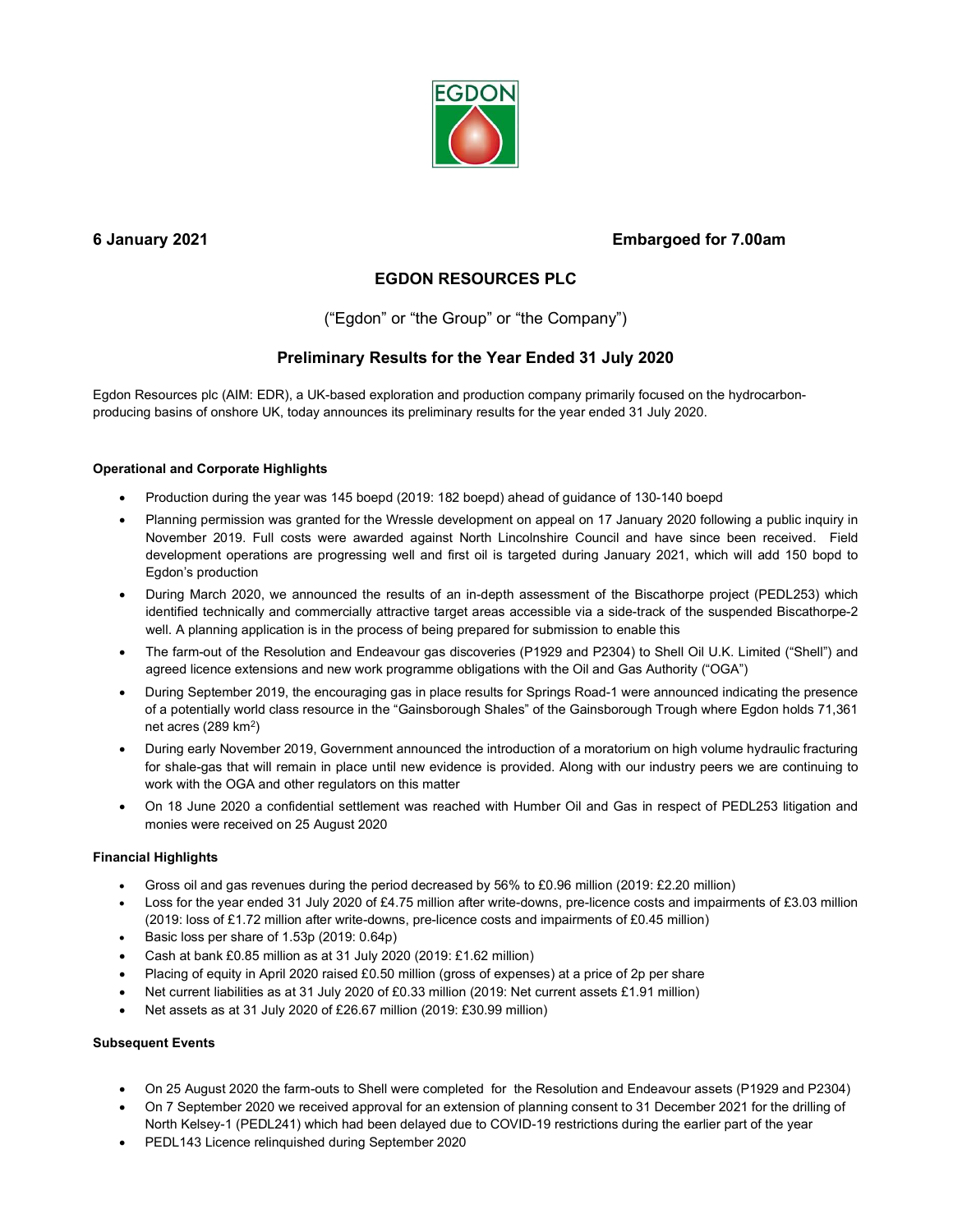EGDON

**6 January 2021** **Embargoed for 7.00am**

# EGDON RESOURCES PLC

("Egdon" or "the Group" or "the Company")

## Preliminary Results for the Year Ended 31 July 2020

Egdon Resources plc (AIM: EDR), a UK-based exploration and production company primarily focused on the hydrocarbon-producing basins of onshore UK, today announces its preliminary results for the year ended 31 July 2020.

### Operational and Corporate Highlights

- Production during the year was 145 boepd (2019: 182 boepd) ahead of guidance of 130-140 boepd
- Planning permission was granted for the Wressle development on appeal on 17 January 2020 following a public inquiry in November 2019. Full costs were awarded against North Lincolnshire Council and have since been received. Field development operations are progressing well and first oil is targeted during January 2021, which will add 150 bopd to Egdon's production
- During March 2020, we announced the results of an in-depth assessment of the Biscathorpe project (PEDL253) which identified technically and commercially attractive target areas accessible via a side-track of the suspended Biscathorpe-2 well. A planning application is in the process of being prepared for submission to enable this
- The farm-out of the Resolution and Endeavour gas discoveries (P1929 and P2304) to Shell Oil U.K. Limited ("Shell") and agreed licence extensions and new work programme obligations with the Oil and Gas Authority ("OGA")
- During September 2019, the encouraging gas in place results for Springs Road-1 were announced indicating the presence of a potentially world class resource in the "Gainsborough Shales" of the Gainsborough Trough where Egdon holds 71,361 net acres (289 km$^2$)
- During early November 2019, Government announced the introduction of a moratorium on high volume hydraulic fracturing for shale-gas that will remain in place until new evidence is provided. Along with our industry peers we are continuing to work with the OGA and other regulators on this matter
- On 18 June 2020 a confidential settlement was reached with Humber Oil and Gas in respect of PEDL253 litigation and monies were received on 25 August 2020

### Financial Highlights

- Gross oil and gas revenues during the period decreased by 56% to £0.96 million (2019: £2.20 million)
- Loss for the year ended 31 July 2020 of £4.75 million after write-downs, pre-licence costs and impairments of £3.03 million (2019: loss of £1.72 million after write-downs, pre-licence costs and impairments of £0.45 million)
- Basic loss per share of 1.53p (2019: 0.64p)
- Cash at bank £0.85 million as at 31 July 2020 (2019: £1.62 million)
- Placing of equity in April 2020 raised £0.50 million (gross of expenses) at a price of 2p per share
- Net current liabilities as at 31 July 2020 of £0.33 million (2019: Net current assets £1.91 million)
- Net assets as at 31 July 2020 of £26.67 million (2019: £30.99 million)

### Subsequent Events

- On 25 August 2020 the farm-outs to Shell were completed for the Resolution and Endeavour assets (P1929 and P2304)
- On 7 September 2020 we received approval for an extension of planning consent to 31 December 2021 for the drilling of North Kelsey-1 (PEDL241) which had been delayed due to COVID-19 restrictions during the earlier part of the year
- PEDL143 Licence relinquished during September 2020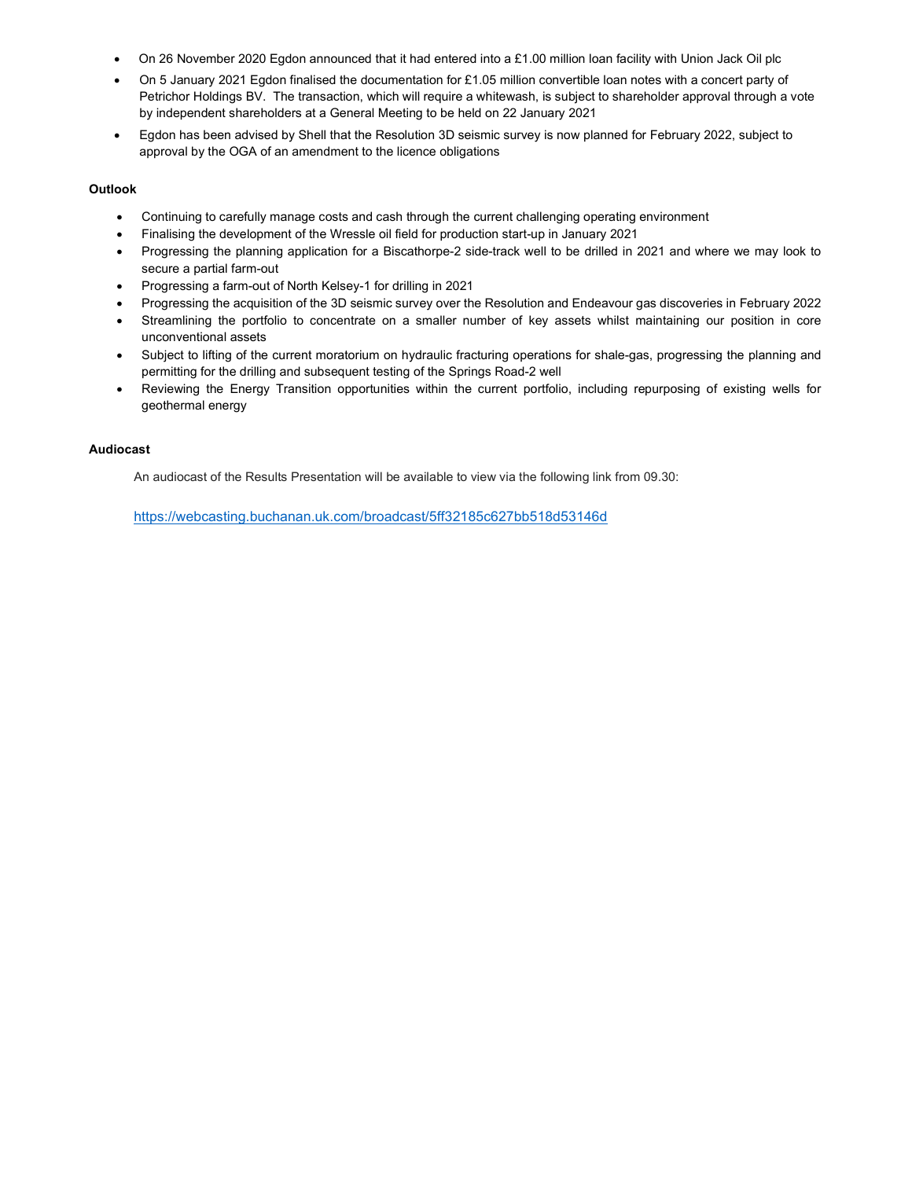- On 26 November 2020 Egdon announced that it had entered into a £1.00 million loan facility with Union Jack Oil plc
- On 5 January 2021 Egdon finalised the documentation for £1.05 million convertible loan notes with a concert party of Petrichor Holdings BV. The transaction, which will require a whitewash, is subject to shareholder approval through a vote by independent shareholders at a General Meeting to be held on 22 January 2021
- Egdon has been advised by Shell that the Resolution 3D seismic survey is now planned for February 2022, subject to approval by the OGA of an amendment to the licence obligations

**Outlook**

- Continuing to carefully manage costs and cash through the current challenging operating environment
- Finalising the development of the Wressle oil field for production start-up in January 2021
- Progressing the planning application for a Biscathorpe-2 side-track well to be drilled in 2021 and where we may look to secure a partial farm-out
- Progressing a farm-out of North Kelsey-1 for drilling in 2021
- Progressing the acquisition of the 3D seismic survey over the Resolution and Endeavour gas discoveries in February 2022
- Streamlining the portfolio to concentrate on a smaller number of key assets whilst maintaining our position in core unconventional assets
- Subject to lifting of the current moratorium on hydraulic fracturing operations for shale-gas, progressing the planning and permitting for the drilling and subsequent testing of the Springs Road-2 well
- Reviewing the Energy Transition opportunities within the current portfolio, including repurposing of existing wells for geothermal energy

**Audiocast**

An audiocast of the Results Presentation will be available to view via the following link from 09.30:

https://webcasting.buchanan.uk.com/broadcast/5ff32185c627bb518d53146d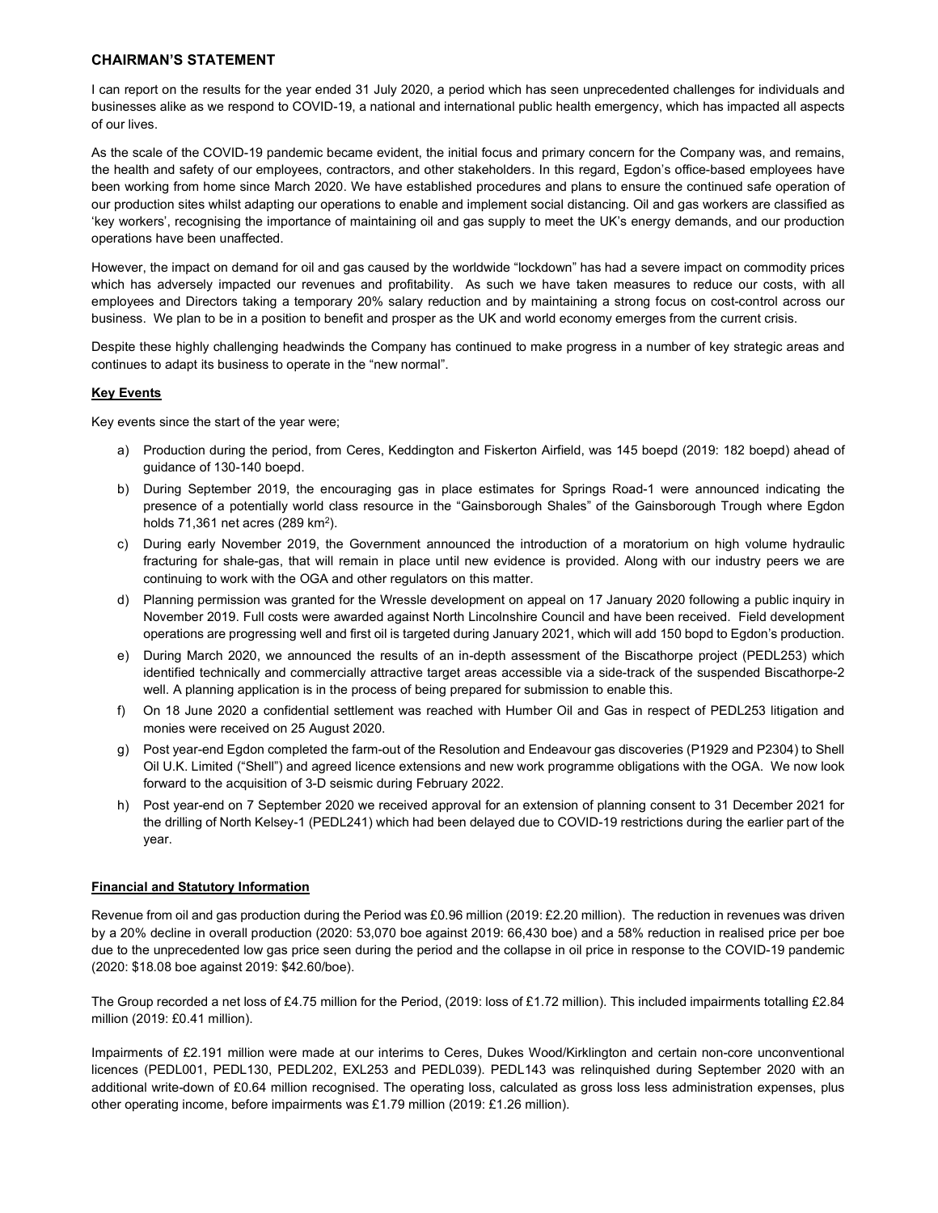# CHAIRMAN'S STATEMENT

I can report on the results for the year ended 31 July 2020, a period which has seen unprecedented challenges for individuals and businesses alike as we respond to COVID-19, a national and international public health emergency, which has impacted all aspects of our lives.

As the scale of the COVID-19 pandemic became evident, the initial focus and primary concern for the Company was, and remains, the health and safety of our employees, contractors, and other stakeholders. In this regard, Egdon's office-based employees have been working from home since March 2020. We have established procedures and plans to ensure the continued safe operation of our production sites whilst adapting our operations to enable and implement social distancing. Oil and gas workers are classified as 'key workers', recognising the importance of maintaining oil and gas supply to meet the UK's energy demands, and our production operations have been unaffected.

However, the impact on demand for oil and gas caused by the worldwide "lockdown" has had a severe impact on commodity prices which has adversely impacted our revenues and profitability. As such we have taken measures to reduce our costs, with all employees and Directors taking a temporary 20% salary reduction and by maintaining a strong focus on cost-control across our business. We plan to be in a position to benefit and prosper as the UK and world economy emerges from the current crisis.

Despite these highly challenging headwinds the Company has continued to make progress in a number of key strategic areas and continues to adapt its business to operate in the "new normal".

## Key Events

Key events since the start of the year were;

a) Production during the period, from Ceres, Keddington and Fiskerton Airfield, was 145 boepd (2019: 182 boepd) ahead of guidance of 130-140 boepd.

b) During September 2019, the encouraging gas in place estimates for Springs Road-1 were announced indicating the presence of a potentially world class resource in the "Gainsborough Shales" of the Gainsborough Trough where Egdon holds 71,361 net acres (289 km$^2$).

c) During early November 2019, the Government announced the introduction of a moratorium on high volume hydraulic fracturing for shale-gas, that will remain in place until new evidence is provided. Along with our industry peers we are continuing to work with the OGA and other regulators on this matter.

d) Planning permission was granted for the Wressle development on appeal on 17 January 2020 following a public inquiry in November 2019. Full costs were awarded against North Lincolnshire Council and have been received. Field development operations are progressing well and first oil is targeted during January 2021, which will add 150 bopd to Egdon's production.

e) During March 2020, we announced the results of an in-depth assessment of the Biscathorpe project (PEDL253) which identified technically and commercially attractive target areas accessible via a side-track of the suspended Biscathorpe-2 well. A planning application is in the process of being prepared for submission to enable this.

f) On 18 June 2020 a confidential settlement was reached with Humber Oil and Gas in respect of PEDL253 litigation and monies were received on 25 August 2020.

g) Post year-end Egdon completed the farm-out of the Resolution and Endeavour gas discoveries (P1929 and P2304) to Shell Oil U.K. Limited ("Shell") and agreed licence extensions and new work programme obligations with the OGA. We now look forward to the acquisition of 3-D seismic during February 2022.

h) Post year-end on 7 September 2020 we received approval for an extension of planning consent to 31 December 2021 for the drilling of North Kelsey-1 (PEDL241) which had been delayed due to COVID-19 restrictions during the earlier part of the year.

## Financial and Statutory Information

Revenue from oil and gas production during the Period was £0.96 million (2019: £2.20 million). The reduction in revenues was driven by a 20% decline in overall production (2020: 53,070 boe against 2019: 66,430 boe) and a 58% reduction in realised price per boe due to the unprecedented low gas price seen during the period and the collapse in oil price in response to the COVID-19 pandemic (2020: $18.08 boe against 2019: $42.60/boe).

The Group recorded a net loss of £4.75 million for the Period, (2019: loss of £1.72 million). This included impairments totalling £2.84 million (2019: £0.41 million).

Impairments of £2.191 million were made at our interims to Ceres, Dukes Wood/Kirklington and certain non-core unconventional licences (PEDL001, PEDL130, PEDL202, EXL253 and PEDL039). PEDL143 was relinquished during September 2020 with an additional write-down of £0.64 million recognised. The operating loss, calculated as gross loss less administration expenses, plus other operating income, before impairments was £1.79 million (2019: £1.26 million).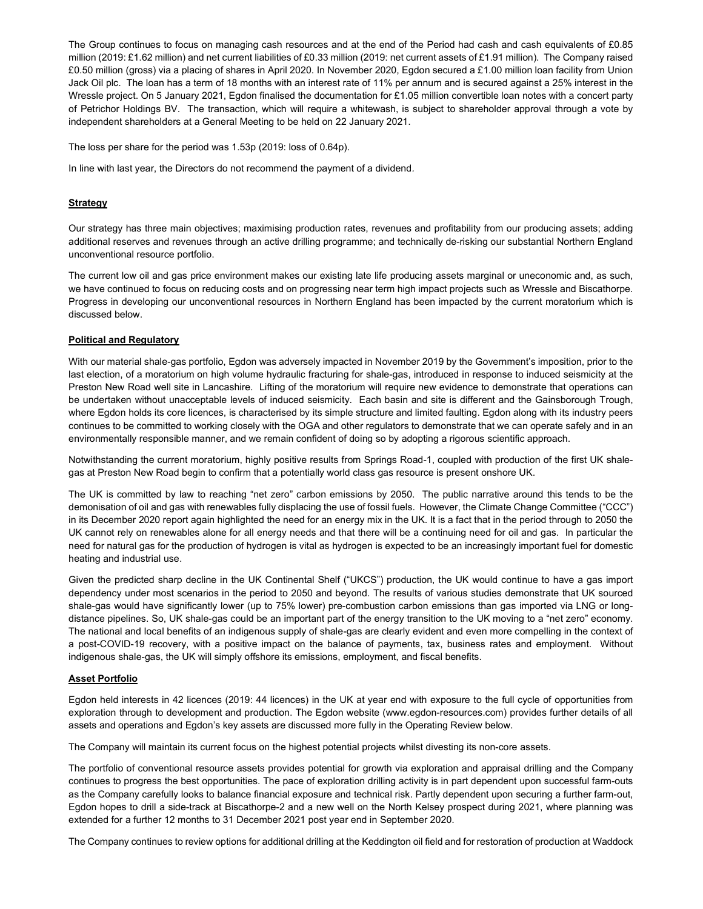The Group continues to focus on managing cash resources and at the end of the Period had cash and cash equivalents of £0.85 million (2019: £1.62 million) and net current liabilities of £0.33 million (2019: net current assets of £1.91 million). The Company raised £0.50 million (gross) via a placing of shares in April 2020. In November 2020, Egdon secured a £1.00 million loan facility from Union Jack Oil plc. The loan has a term of 18 months with an interest rate of 11% per annum and is secured against a 25% interest in the Wressle project. On 5 January 2021, Egdon finalised the documentation for £1.05 million convertible loan notes with a concert party of Petrichor Holdings BV. The transaction, which will require a whitewash, is subject to shareholder approval through a vote by independent shareholders at a General Meeting to be held on 22 January 2021.

The loss per share for the period was 1.53p (2019: loss of 0.64p).

In line with last year, the Directors do not recommend the payment of a dividend.

## Strategy

Our strategy has three main objectives; maximising production rates, revenues and profitability from our producing assets; adding additional reserves and revenues through an active drilling programme; and technically de-risking our substantial Northern England unconventional resource portfolio.

The current low oil and gas price environment makes our existing late life producing assets marginal or uneconomic and, as such, we have continued to focus on reducing costs and on progressing near term high impact projects such as Wressle and Biscathorpe. Progress in developing our unconventional resources in Northern England has been impacted by the current moratorium which is discussed below.

## Political and Regulatory

With our material shale-gas portfolio, Egdon was adversely impacted in November 2019 by the Government's imposition, prior to the last election, of a moratorium on high volume hydraulic fracturing for shale-gas, introduced in response to induced seismicity at the Preston New Road well site in Lancashire. Lifting of the moratorium will require new evidence to demonstrate that operations can be undertaken without unacceptable levels of induced seismicity. Each basin and site is different and the Gainsborough Trough, where Egdon holds its core licences, is characterised by its simple structure and limited faulting. Egdon along with its industry peers continues to be committed to working closely with the OGA and other regulators to demonstrate that we can operate safely and in an environmentally responsible manner, and we remain confident of doing so by adopting a rigorous scientific approach.

Notwithstanding the current moratorium, highly positive results from Springs Road-1, coupled with production of the first UK shale-gas at Preston New Road begin to confirm that a potentially world class gas resource is present onshore UK.

The UK is committed by law to reaching "net zero" carbon emissions by 2050. The public narrative around this tends to be the demonisation of oil and gas with renewables fully displacing the use of fossil fuels. However, the Climate Change Committee ("CCC") in its December 2020 report again highlighted the need for an energy mix in the UK. It is a fact that in the period through to 2050 the UK cannot rely on renewables alone for all energy needs and that there will be a continuing need for oil and gas. In particular the need for natural gas for the production of hydrogen is vital as hydrogen is expected to be an increasingly important fuel for domestic heating and industrial use.

Given the predicted sharp decline in the UK Continental Shelf ("UKCS") production, the UK would continue to have a gas import dependency under most scenarios in the period to 2050 and beyond. The results of various studies demonstrate that UK sourced shale-gas would have significantly lower (up to 75% lower) pre-combustion carbon emissions than gas imported via LNG or long-distance pipelines. So, UK shale-gas could be an important part of the energy transition to the UK moving to a "net zero" economy. The national and local benefits of an indigenous supply of shale-gas are clearly evident and even more compelling in the context of a post-COVID-19 recovery, with a positive impact on the balance of payments, tax, business rates and employment. Without indigenous shale-gas, the UK will simply offshore its emissions, employment, and fiscal benefits.

## Asset Portfolio

Egdon held interests in 42 licences (2019: 44 licences) in the UK at year end with exposure to the full cycle of opportunities from exploration through to development and production. The Egdon website (www.egdon-resources.com) provides further details of all assets and operations and Egdon's key assets are discussed more fully in the Operating Review below.

The Company will maintain its current focus on the highest potential projects whilst divesting its non-core assets.

The portfolio of conventional resource assets provides potential for growth via exploration and appraisal drilling and the Company continues to progress the best opportunities. The pace of exploration drilling activity is in part dependent upon successful farm-outs as the Company carefully looks to balance financial exposure and technical risk. Partly dependent upon securing a further farm-out, Egdon hopes to drill a side-track at Biscathorpe-2 and a new well on the North Kelsey prospect during 2021, where planning was extended for a further 12 months to 31 December 2021 post year end in September 2020.

The Company continues to review options for additional drilling at the Keddington oil field and for restoration of production at Waddock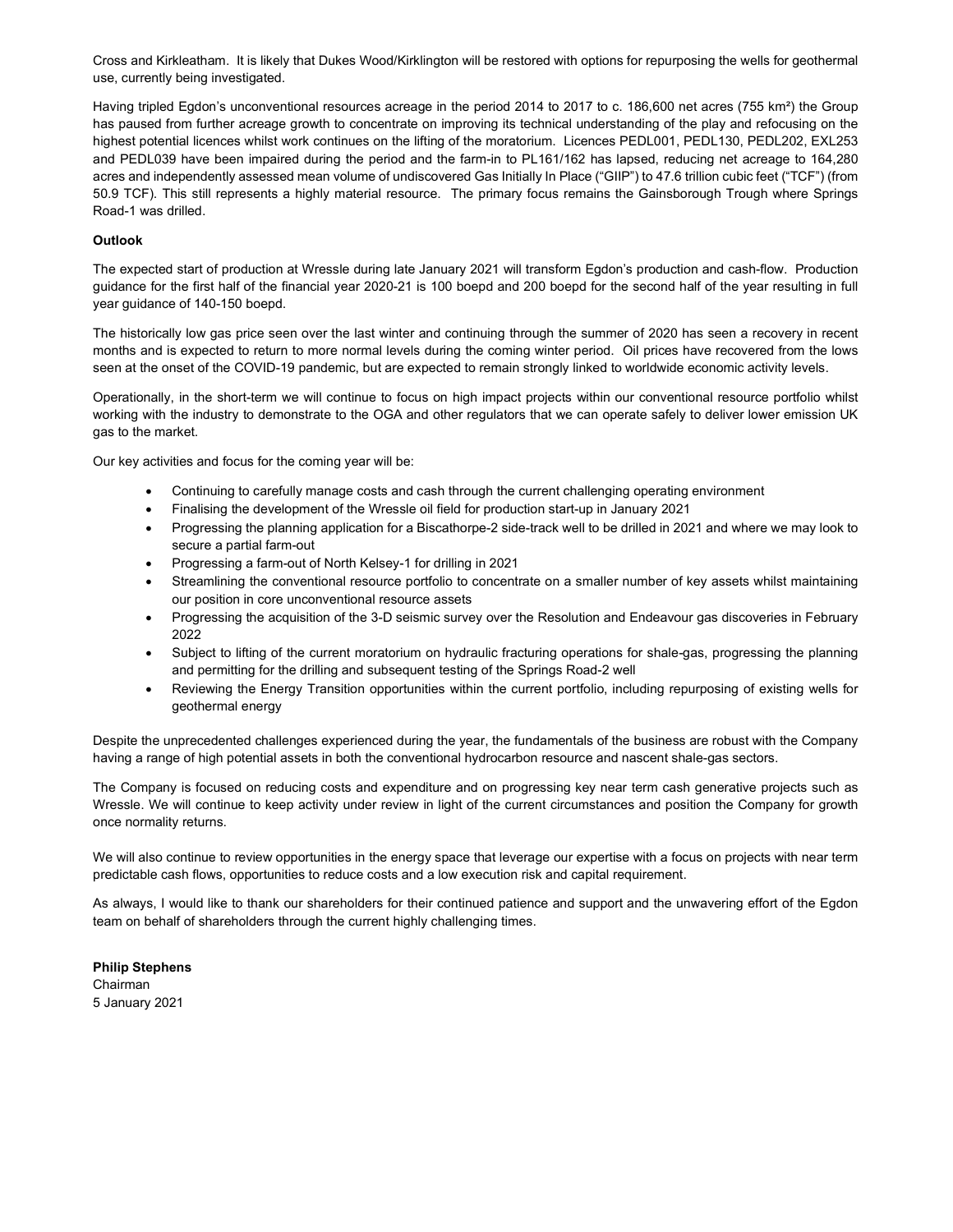Cross and Kirkleatham. It is likely that Dukes Wood/Kirklington will be restored with options for repurposing the wells for geothermal use, currently being investigated.

Having tripled Egdon's unconventional resources acreage in the period 2014 to 2017 to c. 186,600 net acres (755 km²) the Group has paused from further acreage growth to concentrate on improving its technical understanding of the play and refocusing on the highest potential licences whilst work continues on the lifting of the moratorium. Licences PEDL001, PEDL130, PEDL202, EXL253 and PEDL039 have been impaired during the period and the farm-in to PL161/162 has lapsed, reducing net acreage to 164,280 acres and independently assessed mean volume of undiscovered Gas Initially In Place ("GIIP") to 47.6 trillion cubic feet ("TCF") (from 50.9 TCF). This still represents a highly material resource. The primary focus remains the Gainsborough Trough where Springs Road-1 was drilled.

**Outlook**

The expected start of production at Wressle during late January 2021 will transform Egdon's production and cash-flow. Production guidance for the first half of the financial year 2020-21 is 100 boepd and 200 boepd for the second half of the year resulting in full year guidance of 140-150 boepd.

The historically low gas price seen over the last winter and continuing through the summer of 2020 has seen a recovery in recent months and is expected to return to more normal levels during the coming winter period. Oil prices have recovered from the lows seen at the onset of the COVID-19 pandemic, but are expected to remain strongly linked to worldwide economic activity levels.

Operationally, in the short-term we will continue to focus on high impact projects within our conventional resource portfolio whilst working with the industry to demonstrate to the OGA and other regulators that we can operate safely to deliver lower emission UK gas to the market.

Our key activities and focus for the coming year will be:

- Continuing to carefully manage costs and cash through the current challenging operating environment
- Finalising the development of the Wressle oil field for production start-up in January 2021
- Progressing the planning application for a Biscathorpe-2 side-track well to be drilled in 2021 and where we may look to secure a partial farm-out
- Progressing a farm-out of North Kelsey-1 for drilling in 2021
- Streamlining the conventional resource portfolio to concentrate on a smaller number of key assets whilst maintaining our position in core unconventional resource assets
- Progressing the acquisition of the 3-D seismic survey over the Resolution and Endeavour gas discoveries in February 2022
- Subject to lifting of the current moratorium on hydraulic fracturing operations for shale-gas, progressing the planning and permitting for the drilling and subsequent testing of the Springs Road-2 well
- Reviewing the Energy Transition opportunities within the current portfolio, including repurposing of existing wells for geothermal energy

Despite the unprecedented challenges experienced during the year, the fundamentals of the business are robust with the Company having a range of high potential assets in both the conventional hydrocarbon resource and nascent shale-gas sectors.

The Company is focused on reducing costs and expenditure and on progressing key near term cash generative projects such as Wressle. We will continue to keep activity under review in light of the current circumstances and position the Company for growth once normality returns.

We will also continue to review opportunities in the energy space that leverage our expertise with a focus on projects with near term predictable cash flows, opportunities to reduce costs and a low execution risk and capital requirement.

As always, I would like to thank our shareholders for their continued patience and support and the unwavering effort of the Egdon team on behalf of shareholders through the current highly challenging times.

**Philip Stephens**
Chairman
5 January 2021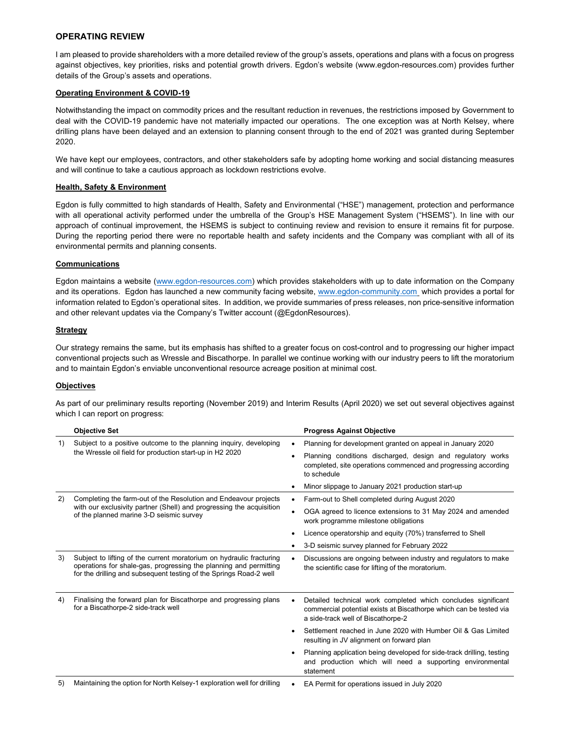## OPERATING REVIEW

I am pleased to provide shareholders with a more detailed review of the group's assets, operations and plans with a focus on progress against objectives, key priorities, risks and potential growth drivers. Egdon's website (www.egdon-resources.com) provides further details of the Group's assets and operations.

### Operating Environment & COVID-19

Notwithstanding the impact on commodity prices and the resultant reduction in revenues, the restrictions imposed by Government to deal with the COVID-19 pandemic have not materially impacted our operations. The one exception was at North Kelsey, where drilling plans have been delayed and an extension to planning consent through to the end of 2021 was granted during September 2020.

We have kept our employees, contractors, and other stakeholders safe by adopting home working and social distancing measures and will continue to take a cautious approach as lockdown restrictions evolve.

### Health, Safety & Environment

Egdon is fully committed to high standards of Health, Safety and Environmental ("HSE") management, protection and performance with all operational activity performed under the umbrella of the Group's HSE Management System ("HSEMS"). In line with our approach of continual improvement, the HSEMS is subject to continuing review and revision to ensure it remains fit for purpose. During the reporting period there were no reportable health and safety incidents and the Company was compliant with all of its environmental permits and planning consents.

### Communications

Egdon maintains a website (www.egdon-resources.com) which provides stakeholders with up to date information on the Company and its operations. Egdon has launched a new community facing website, www.egdon-community.com which provides a portal for information related to Egdon's operational sites. In addition, we provide summaries of press releases, non price-sensitive information and other relevant updates via the Company's Twitter account (@EgdonResources).

### Strategy

Our strategy remains the same, but its emphasis has shifted to a greater focus on cost-control and to progressing our higher impact conventional projects such as Wressle and Biscathorpe. In parallel we continue working with our industry peers to lift the moratorium and to maintain Egdon's enviable unconventional resource acreage position at minimal cost.

### Objectives

As part of our preliminary results reporting (November 2019) and Interim Results (April 2020) we set out several objectives against which I can report on progress:

| | Objective Set | Progress Against Objective |
|---|---|---|
| 1) | Subject to a positive outcome to the planning inquiry, developing the Wressle oil field for production start-up in H2 2020 | • Planning for development granted on appeal in January 2020<br>• Planning conditions discharged, design and regulatory works completed, site operations commenced and progressing according to schedule<br>• Minor slippage to January 2021 production start-up |
| 2) | Completing the farm-out of the Resolution and Endeavour projects with our exclusivity partner (Shell) and progressing the acquisition of the planned marine 3-D seismic survey | • Farm-out to Shell completed during August 2020<br>• OGA agreed to licence extensions to 31 May 2024 and amended work programme milestone obligations<br>• Licence operatorship and equity (70%) transferred to Shell<br>• 3-D seismic survey planned for February 2022 |
| 3) | Subject to lifting of the current moratorium on hydraulic fracturing operations for shale-gas, progressing the planning and permitting for the drilling and subsequent testing of the Springs Road-2 well | • Discussions are ongoing between industry and regulators to make the scientific case for lifting of the moratorium. |
| 4) | Finalising the forward plan for Biscathorpe and progressing plans for a Biscathorpe-2 side-track well | • Detailed technical work completed which concludes significant commercial potential exists at Biscathorpe which can be tested via a side-track well of Biscathorpe-2<br>• Settlement reached in June 2020 with Humber Oil & Gas Limited resulting in JV alignment on forward plan<br>• Planning application being developed for side-track drilling, testing and production which will need a supporting environmental statement |
| 5) | Maintaining the option for North Kelsey-1 exploration well for drilling | • EA Permit for operations issued in July 2020 |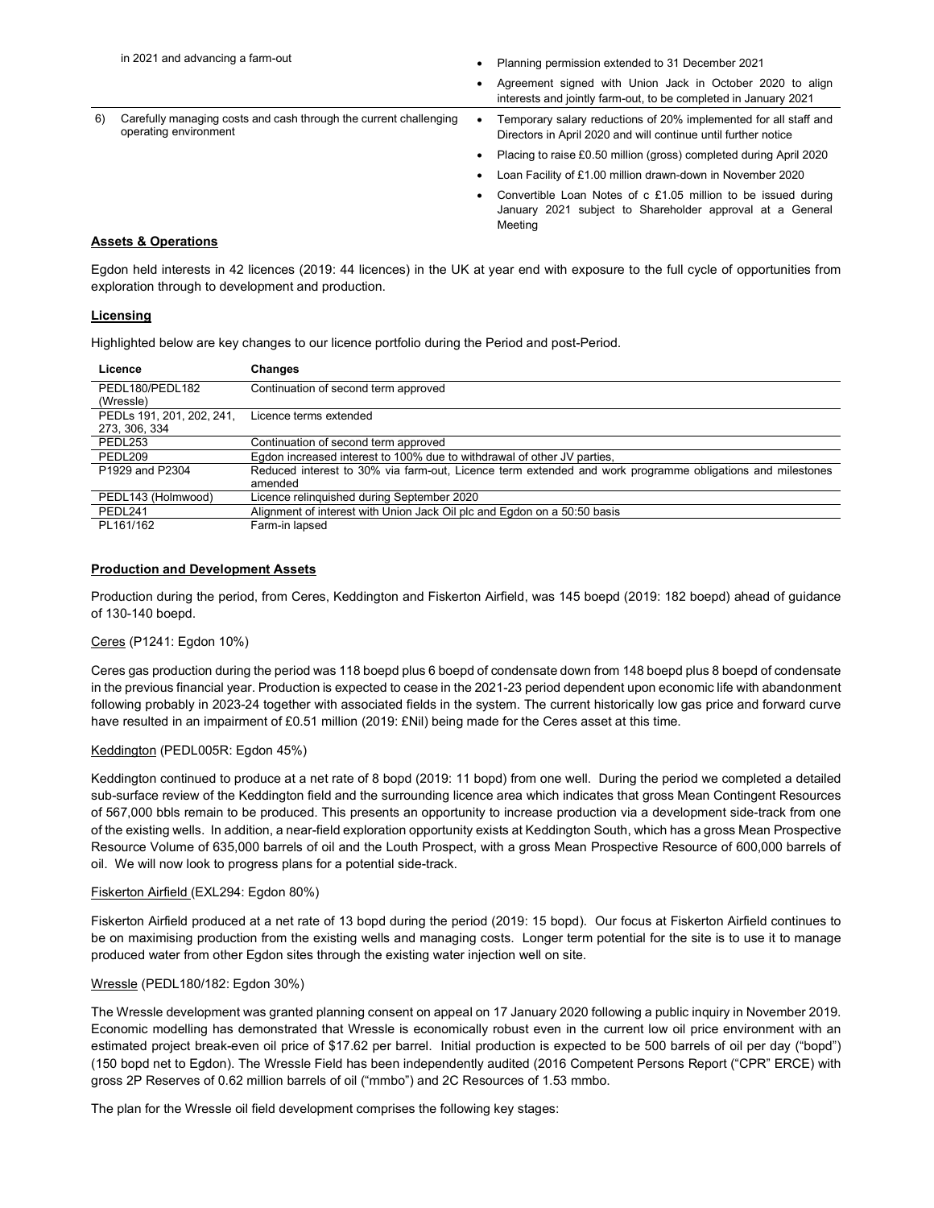| | | |
|---|---|---|
| | in 2021 and advancing a farm-out | • Planning permission extended to 31 December 2021<br>• Agreement signed with Union Jack in October 2020 to align interests and jointly farm-out, to be completed in January 2021 |
| 6) | Carefully managing costs and cash through the current challenging operating environment | • Temporary salary reductions of 20% implemented for all staff and Directors in April 2020 and will continue until further notice<br>• Placing to raise £0.50 million (gross) completed during April 2020<br>• Loan Facility of £1.00 million drawn-down in November 2020<br>• Convertible Loan Notes of c £1.05 million to be issued during January 2021 subject to Shareholder approval at a General Meeting |

**Assets & Operations**

Egdon held interests in 42 licences (2019: 44 licences) in the UK at year end with exposure to the full cycle of opportunities from exploration through to development and production.

**Licensing**

Highlighted below are key changes to our licence portfolio during the Period and post-Period.

| Licence | Changes |
|---|---|
| PEDL180/PEDL182 (Wressle) | Continuation of second term approved |
| PEDLs 191, 201, 202, 241, 273, 306, 334 | Licence terms extended |
| PEDL253 | Continuation of second term approved |
| PEDL209 | Egdon increased interest to 100% due to withdrawal of other JV parties, |
| P1929 and P2304 | Reduced interest to 30% via farm-out, Licence term extended and work programme obligations and milestones amended |
| PEDL143 (Holmwood) | Licence relinquished during September 2020 |
| PEDL241 | Alignment of interest with Union Jack Oil plc and Egdon on a 50:50 basis |
| PL161/162 | Farm-in lapsed |

**Production and Development Assets**

Production during the period, from Ceres, Keddington and Fiskerton Airfield, was 145 boepd (2019: 182 boepd) ahead of guidance of 130-140 boepd.

Ceres (P1241: Egdon 10%)

Ceres gas production during the period was 118 boepd plus 6 boepd of condensate down from 148 boepd plus 8 boepd of condensate in the previous financial year. Production is expected to cease in the 2021-23 period dependent upon economic life with abandonment following probably in 2023-24 together with associated fields in the system. The current historically low gas price and forward curve have resulted in an impairment of £0.51 million (2019: £Nil) being made for the Ceres asset at this time.

Keddington (PEDL005R: Egdon 45%)

Keddington continued to produce at a net rate of 8 bopd (2019: 11 bopd) from one well. During the period we completed a detailed sub-surface review of the Keddington field and the surrounding licence area which indicates that gross Mean Contingent Resources of 567,000 bbls remain to be produced. This presents an opportunity to increase production via a development side-track from one of the existing wells. In addition, a near-field exploration opportunity exists at Keddington South, which has a gross Mean Prospective Resource Volume of 635,000 barrels of oil and the Louth Prospect, with a gross Mean Prospective Resource of 600,000 barrels of oil. We will now look to progress plans for a potential side-track.

Fiskerton Airfield (EXL294: Egdon 80%)

Fiskerton Airfield produced at a net rate of 13 bopd during the period (2019: 15 bopd). Our focus at Fiskerton Airfield continues to be on maximising production from the existing wells and managing costs. Longer term potential for the site is to use it to manage produced water from other Egdon sites through the existing water injection well on site.

Wressle (PEDL180/182: Egdon 30%)

The Wressle development was granted planning consent on appeal on 17 January 2020 following a public inquiry in November 2019. Economic modelling has demonstrated that Wressle is economically robust even in the current low oil price environment with an estimated project break-even oil price of $17.62 per barrel. Initial production is expected to be 500 barrels of oil per day ("bopd") (150 bopd net to Egdon). The Wressle Field has been independently audited (2016 Competent Persons Report ("CPR" ERCE) with gross 2P Reserves of 0.62 million barrels of oil ("mmbo") and 2C Resources of 1.53 mmbo.

The plan for the Wressle oil field development comprises the following key stages: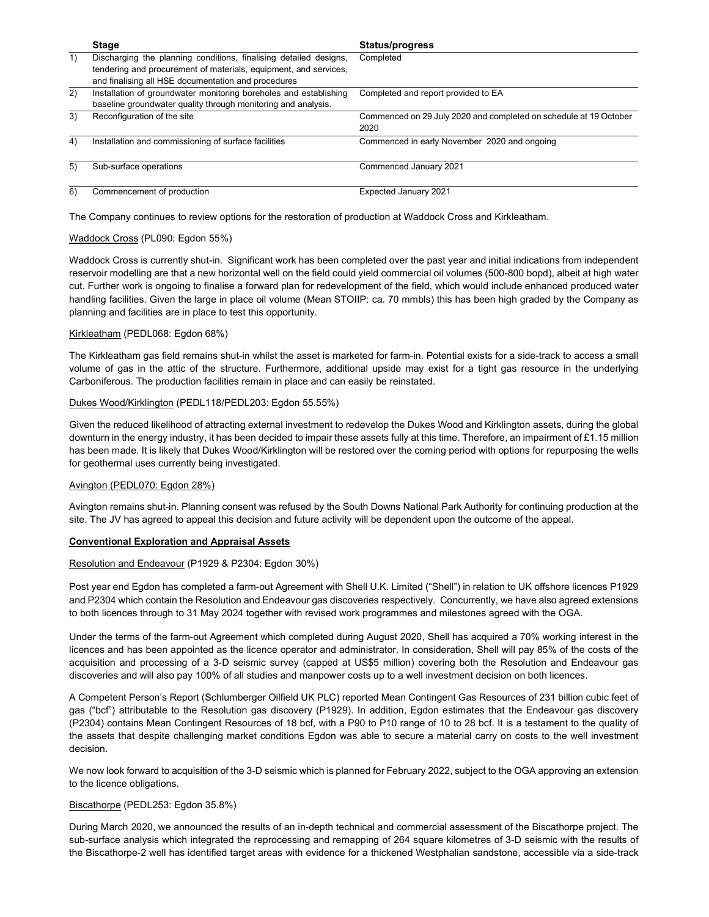| | Stage | Status/progress |
|---|---|---|
| 1) | Discharging the planning conditions, finalising detailed designs, tendering and procurement of materials, equipment, and services, and finalising all HSE documentation and procedures | Completed |
| 2) | Installation of groundwater monitoring boreholes and establishing baseline groundwater quality through monitoring and analysis. | Completed and report provided to EA |
| 3) | Reconfiguration of the site | Commenced on 29 July 2020 and completed on schedule at 19 October 2020 |
| 4) | Installation and commissioning of surface facilities | Commenced in early November 2020 and ongoing |
| 5) | Sub-surface operations | Commenced January 2021 |
| 6) | Commencement of production | Expected January 2021 |

The Company continues to review options for the restoration of production at Waddock Cross and Kirkleatham.

Waddock Cross (PL090: Egdon 55%)

Waddock Cross is currently shut-in. Significant work has been completed over the past year and initial indications from independent reservoir modelling are that a new horizontal well on the field could yield commercial oil volumes (500-800 bopd), albeit at high water cut. Further work is ongoing to finalise a forward plan for redevelopment of the field, which would include enhanced produced water handling facilities. Given the large in place oil volume (Mean STOIIP: ca. 70 mmbls) this has been high graded by the Company as planning and facilities are in place to test this opportunity.

Kirkleatham (PEDL068: Egdon 68%)

The Kirkleatham gas field remains shut-in whilst the asset is marketed for farm-in. Potential exists for a side-track to access a small volume of gas in the attic of the structure. Furthermore, additional upside may exist for a tight gas resource in the underlying Carboniferous. The production facilities remain in place and can easily be reinstated.

Dukes Wood/Kirklington (PEDL118/PEDL203: Egdon 55.55%)

Given the reduced likelihood of attracting external investment to redevelop the Dukes Wood and Kirklington assets, during the global downturn in the energy industry, it has been decided to impair these assets fully at this time. Therefore, an impairment of £1.15 million has been made. It is likely that Dukes Wood/Kirklington will be restored over the coming period with options for repurposing the wells for geothermal uses currently being investigated.

Avington (PEDL070: Egdon 28%)

Avington remains shut-in. Planning consent was refused by the South Downs National Park Authority for continuing production at the site. The JV has agreed to appeal this decision and future activity will be dependent upon the outcome of the appeal.

**Conventional Exploration and Appraisal Assets**

Resolution and Endeavour (P1929 & P2304: Egdon 30%)

Post year end Egdon has completed a farm-out Agreement with Shell U.K. Limited ("Shell") in relation to UK offshore licences P1929 and P2304 which contain the Resolution and Endeavour gas discoveries respectively. Concurrently, we have also agreed extensions to both licences through to 31 May 2024 together with revised work programmes and milestones agreed with the OGA.

Under the terms of the farm-out Agreement which completed during August 2020, Shell has acquired a 70% working interest in the licences and has been appointed as the licence operator and administrator. In consideration, Shell will pay 85% of the costs of the acquisition and processing of a 3-D seismic survey (capped at US$5 million) covering both the Resolution and Endeavour gas discoveries and will also pay 100% of all studies and manpower costs up to a well investment decision on both licences.

A Competent Person's Report (Schlumberger Oilfield UK PLC) reported Mean Contingent Gas Resources of 231 billion cubic feet of gas ("bcf") attributable to the Resolution gas discovery (P1929). In addition, Egdon estimates that the Endeavour gas discovery (P2304) contains Mean Contingent Resources of 18 bcf, with a P90 to P10 range of 10 to 28 bcf. It is a testament to the quality of the assets that despite challenging market conditions Egdon was able to secure a material carry on costs to the well investment decision.

We now look forward to acquisition of the 3-D seismic which is planned for February 2022, subject to the OGA approving an extension to the licence obligations.

Biscathorpe (PEDL253: Egdon 35.8%)

During March 2020, we announced the results of an in-depth technical and commercial assessment of the Biscathorpe project. The sub-surface analysis which integrated the reprocessing and remapping of 264 square kilometres of 3-D seismic with the results of the Biscathorpe-2 well has identified target areas with evidence for a thickened Westphalian sandstone, accessible via a side-track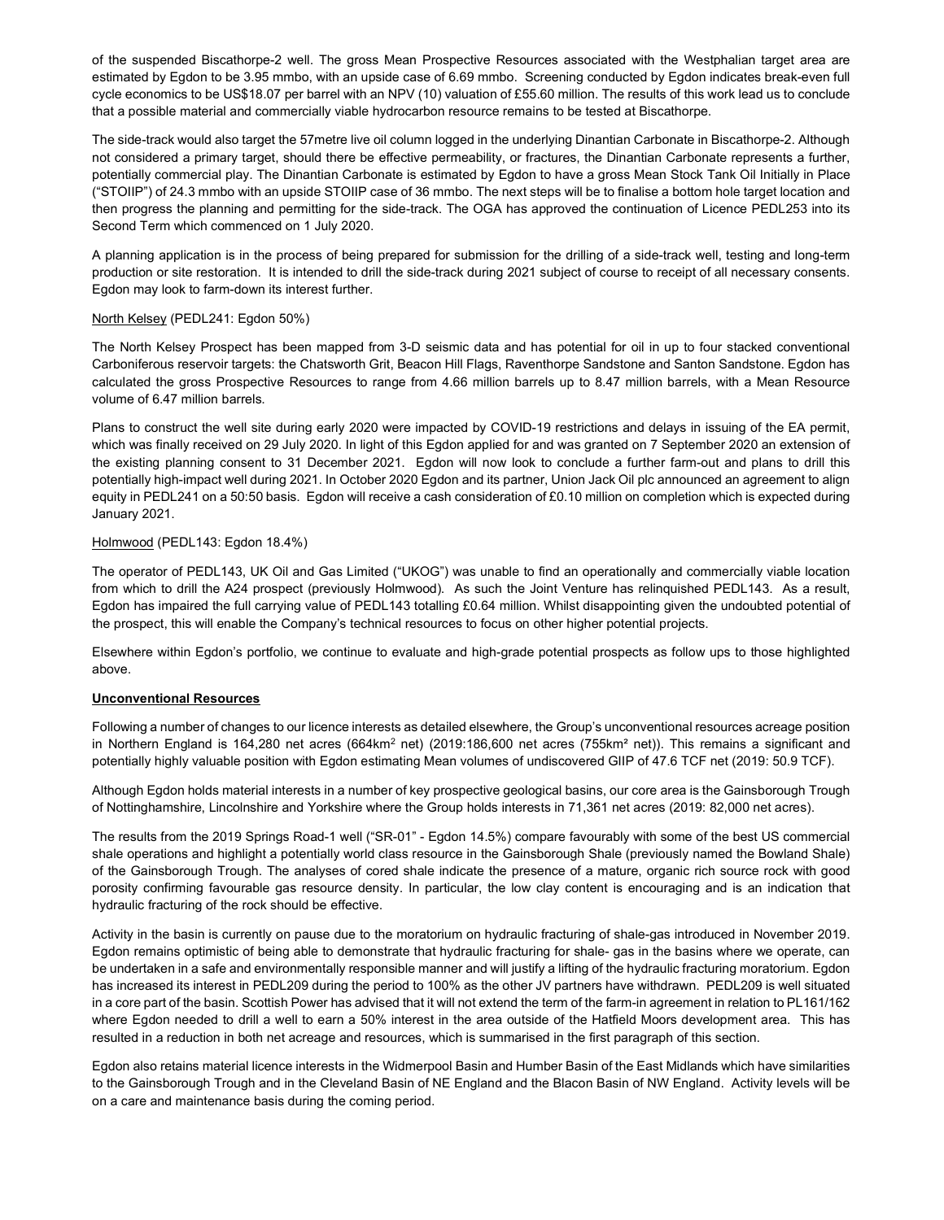of the suspended Biscathorpe-2 well. The gross Mean Prospective Resources associated with the Westphalian target area are estimated by Egdon to be 3.95 mmbo, with an upside case of 6.69 mmbo. Screening conducted by Egdon indicates break-even full cycle economics to be US$18.07 per barrel with an NPV (10) valuation of £55.60 million. The results of this work lead us to conclude that a possible material and commercially viable hydrocarbon resource remains to be tested at Biscathorpe.

The side-track would also target the 57metre live oil column logged in the underlying Dinantian Carbonate in Biscathorpe-2. Although not considered a primary target, should there be effective permeability, or fractures, the Dinantian Carbonate represents a further, potentially commercial play. The Dinantian Carbonate is estimated by Egdon to have a gross Mean Stock Tank Oil Initially in Place ("STOIIP") of 24.3 mmbo with an upside STOIIP case of 36 mmbo. The next steps will be to finalise a bottom hole target location and then progress the planning and permitting for the side-track. The OGA has approved the continuation of Licence PEDL253 into its Second Term which commenced on 1 July 2020.

A planning application is in the process of being prepared for submission for the drilling of a side-track well, testing and long-term production or site restoration. It is intended to drill the side-track during 2021 subject of course to receipt of all necessary consents. Egdon may look to farm-down its interest further.

North Kelsey (PEDL241: Egdon 50%)

The North Kelsey Prospect has been mapped from 3-D seismic data and has potential for oil in up to four stacked conventional Carboniferous reservoir targets: the Chatsworth Grit, Beacon Hill Flags, Raventhorpe Sandstone and Santon Sandstone. Egdon has calculated the gross Prospective Resources to range from 4.66 million barrels up to 8.47 million barrels, with a Mean Resource volume of 6.47 million barrels.

Plans to construct the well site during early 2020 were impacted by COVID-19 restrictions and delays in issuing of the EA permit, which was finally received on 29 July 2020. In light of this Egdon applied for and was granted on 7 September 2020 an extension of the existing planning consent to 31 December 2021. Egdon will now look to conclude a further farm-out and plans to drill this potentially high-impact well during 2021. In October 2020 Egdon and its partner, Union Jack Oil plc announced an agreement to align equity in PEDL241 on a 50:50 basis. Egdon will receive a cash consideration of £0.10 million on completion which is expected during January 2021.

Holmwood (PEDL143: Egdon 18.4%)

The operator of PEDL143, UK Oil and Gas Limited ("UKOG") was unable to find an operationally and commercially viable location from which to drill the A24 prospect (previously Holmwood). As such the Joint Venture has relinquished PEDL143. As a result, Egdon has impaired the full carrying value of PEDL143 totalling £0.64 million. Whilst disappointing given the undoubted potential of the prospect, this will enable the Company's technical resources to focus on other higher potential projects.

Elsewhere within Egdon's portfolio, we continue to evaluate and high-grade potential prospects as follow ups to those highlighted above.

**Unconventional Resources**

Following a number of changes to our licence interests as detailed elsewhere, the Group's unconventional resources acreage position in Northern England is 164,280 net acres (664km$^2$ net) (2019:186,600 net acres (755km$^2$ net)). This remains a significant and potentially highly valuable position with Egdon estimating Mean volumes of undiscovered GIIP of 47.6 TCF net (2019: 50.9 TCF).

Although Egdon holds material interests in a number of key prospective geological basins, our core area is the Gainsborough Trough of Nottinghamshire, Lincolnshire and Yorkshire where the Group holds interests in 71,361 net acres (2019: 82,000 net acres).

The results from the 2019 Springs Road-1 well ("SR-01" - Egdon 14.5%) compare favourably with some of the best US commercial shale operations and highlight a potentially world class resource in the Gainsborough Shale (previously named the Bowland Shale) of the Gainsborough Trough. The analyses of cored shale indicate the presence of a mature, organic rich source rock with good porosity confirming favourable gas resource density. In particular, the low clay content is encouraging and is an indication that hydraulic fracturing of the rock should be effective.

Activity in the basin is currently on pause due to the moratorium on hydraulic fracturing of shale-gas introduced in November 2019. Egdon remains optimistic of being able to demonstrate that hydraulic fracturing for shale- gas in the basins where we operate, can be undertaken in a safe and environmentally responsible manner and will justify a lifting of the hydraulic fracturing moratorium. Egdon has increased its interest in PEDL209 during the period to 100% as the other JV partners have withdrawn. PEDL209 is well situated in a core part of the basin. Scottish Power has advised that it will not extend the term of the farm-in agreement in relation to PL161/162 where Egdon needed to drill a well to earn a 50% interest in the area outside of the Hatfield Moors development area. This has resulted in a reduction in both net acreage and resources, which is summarised in the first paragraph of this section.

Egdon also retains material licence interests in the Widmerpool Basin and Humber Basin of the East Midlands which have similarities to the Gainsborough Trough and in the Cleveland Basin of NE England and the Blacon Basin of NW England. Activity levels will be on a care and maintenance basis during the coming period.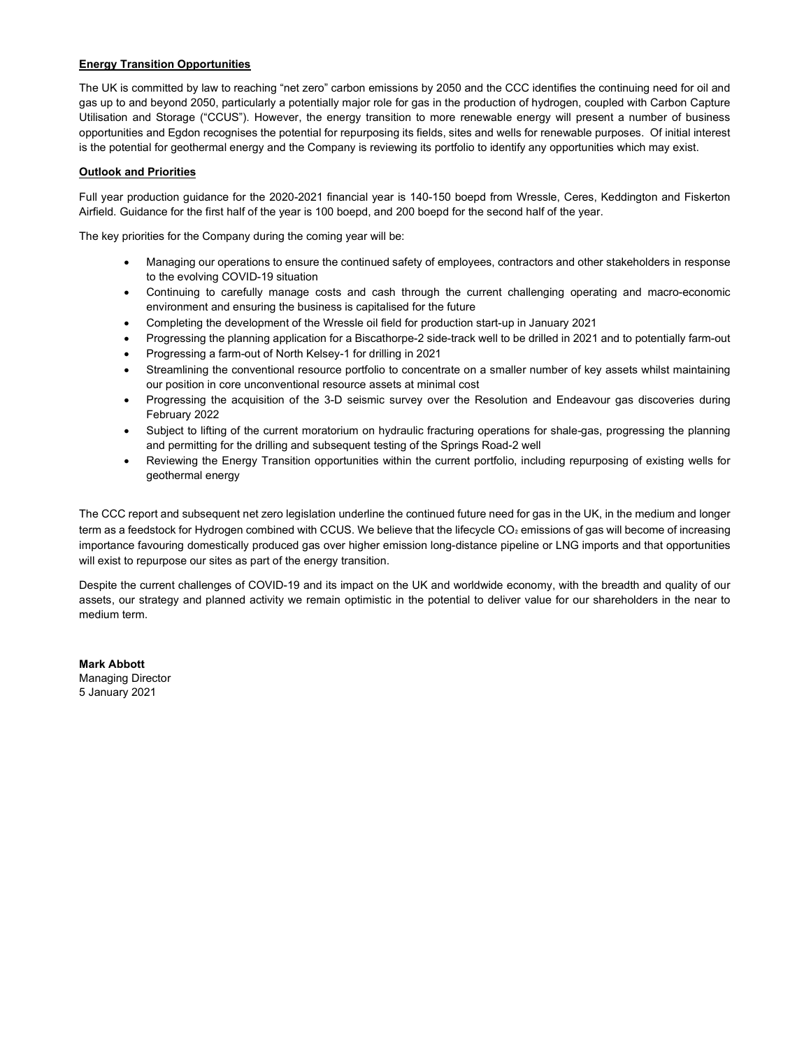**Energy Transition Opportunities**

The UK is committed by law to reaching "net zero" carbon emissions by 2050 and the CCC identifies the continuing need for oil and gas up to and beyond 2050, particularly a potentially major role for gas in the production of hydrogen, coupled with Carbon Capture Utilisation and Storage ("CCUS"). However, the energy transition to more renewable energy will present a number of business opportunities and Egdon recognises the potential for repurposing its fields, sites and wells for renewable purposes. Of initial interest is the potential for geothermal energy and the Company is reviewing its portfolio to identify any opportunities which may exist.

**Outlook and Priorities**

Full year production guidance for the 2020-2021 financial year is 140-150 boepd from Wressle, Ceres, Keddington and Fiskerton Airfield. Guidance for the first half of the year is 100 boepd, and 200 boepd for the second half of the year.

The key priorities for the Company during the coming year will be:

- Managing our operations to ensure the continued safety of employees, contractors and other stakeholders in response to the evolving COVID-19 situation
- Continuing to carefully manage costs and cash through the current challenging operating and macro-economic environment and ensuring the business is capitalised for the future
- Completing the development of the Wressle oil field for production start-up in January 2021
- Progressing the planning application for a Biscathorpe-2 side-track well to be drilled in 2021 and to potentially farm-out
- Progressing a farm-out of North Kelsey-1 for drilling in 2021
- Streamlining the conventional resource portfolio to concentrate on a smaller number of key assets whilst maintaining our position in core unconventional resource assets at minimal cost
- Progressing the acquisition of the 3-D seismic survey over the Resolution and Endeavour gas discoveries during February 2022
- Subject to lifting of the current moratorium on hydraulic fracturing operations for shale-gas, progressing the planning and permitting for the drilling and subsequent testing of the Springs Road-2 well
- Reviewing the Energy Transition opportunities within the current portfolio, including repurposing of existing wells for geothermal energy

The CCC report and subsequent net zero legislation underline the continued future need for gas in the UK, in the medium and longer term as a feedstock for Hydrogen combined with CCUS. We believe that the lifecycle $CO_2$ emissions of gas will become of increasing importance favouring domestically produced gas over higher emission long-distance pipeline or LNG imports and that opportunities will exist to repurpose our sites as part of the energy transition.

Despite the current challenges of COVID-19 and its impact on the UK and worldwide economy, with the breadth and quality of our assets, our strategy and planned activity we remain optimistic in the potential to deliver value for our shareholders in the near to medium term.

**Mark Abbott**
Managing Director
5 January 2021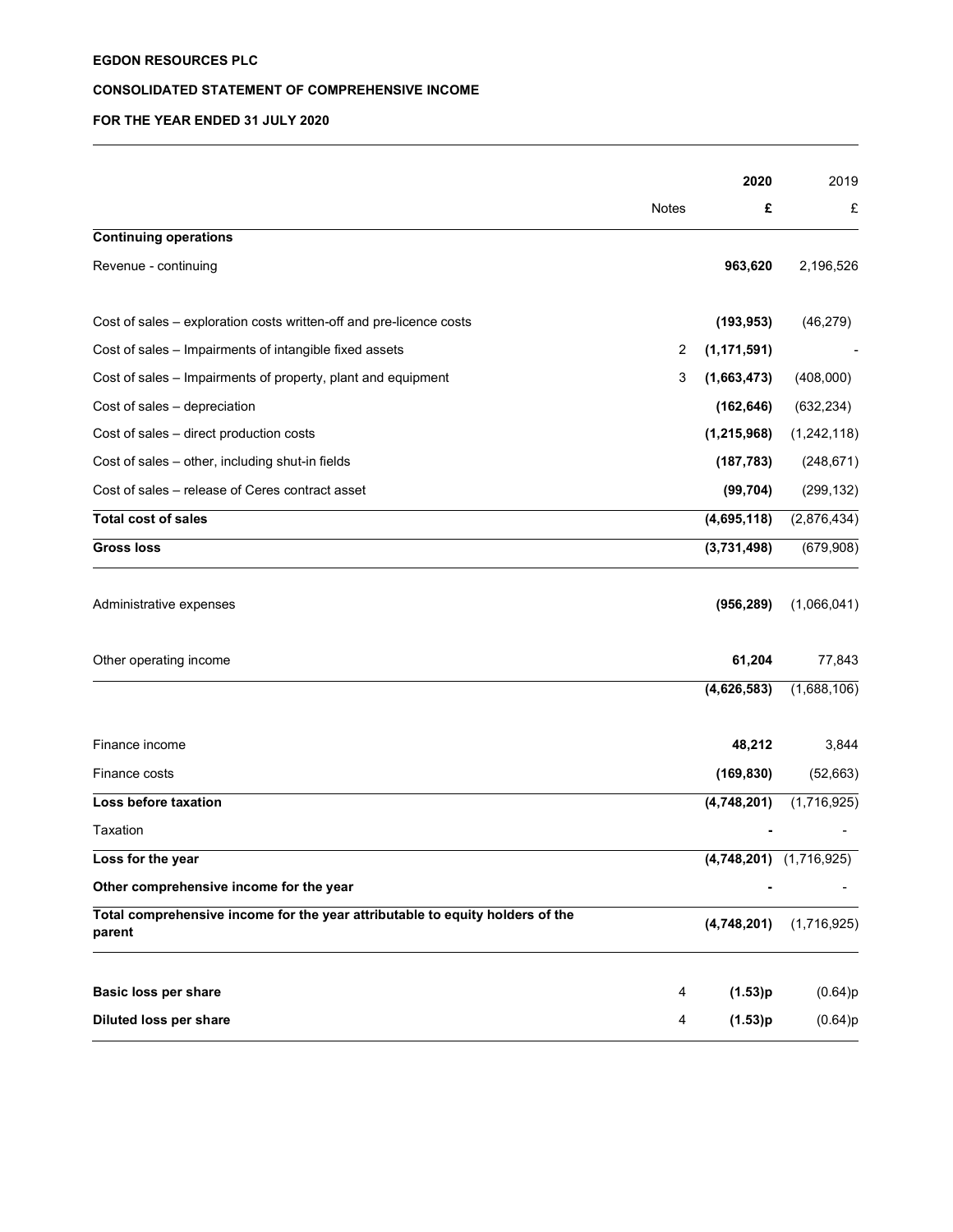**EGDON RESOURCES PLC**

**CONSOLIDATED STATEMENT OF COMPREHENSIVE INCOME**

**FOR THE YEAR ENDED 31 JULY 2020**

| | Notes | **2020** | 2019 |
|---|---|---|---|
| | | **£** | £ |
| **Continuing operations** | | | |
| Revenue - continuing | | **963,620** | 2,196,526 |
| Cost of sales – exploration costs written-off and pre-licence costs | | **(193,953)** | (46,279) |
| Cost of sales – Impairments of intangible fixed assets | 2 | **(1,171,591)** | - |
| Cost of sales – Impairments of property, plant and equipment | 3 | **(1,663,473)** | (408,000) |
| Cost of sales – depreciation | | **(162,646)** | (632,234) |
| Cost of sales – direct production costs | | **(1,215,968)** | (1,242,118) |
| Cost of sales – other, including shut-in fields | | **(187,783)** | (248,671) |
| Cost of sales – release of Ceres contract asset | | **(99,704)** | (299,132) |
| **Total cost of sales** | | **(4,695,118)** | (2,876,434) |
| **Gross loss** | | **(3,731,498)** | (679,908) |
| Administrative expenses | | **(956,289)** | (1,066,041) |
| Other operating income | | **61,204** | 77,843 |
| | | **(4,626,583)** | (1,688,106) |
| Finance income | | **48,212** | 3,844 |
| Finance costs | | **(169,830)** | (52,663) |
| **Loss before taxation** | | **(4,748,201)** | (1,716,925) |
| Taxation | | **-** | - |
| **Loss for the year** | | **(4,748,201)** | (1,716,925) |
| **Other comprehensive income for the year** | | **-** | - |
| **Total comprehensive income for the year attributable to equity holders of the parent** | | **(4,748,201)** | (1,716,925) |
| **Basic loss per share** | 4 | **(1.53)p** | (0.64)p |
| **Diluted loss per share** | 4 | **(1.53)p** | (0.64)p |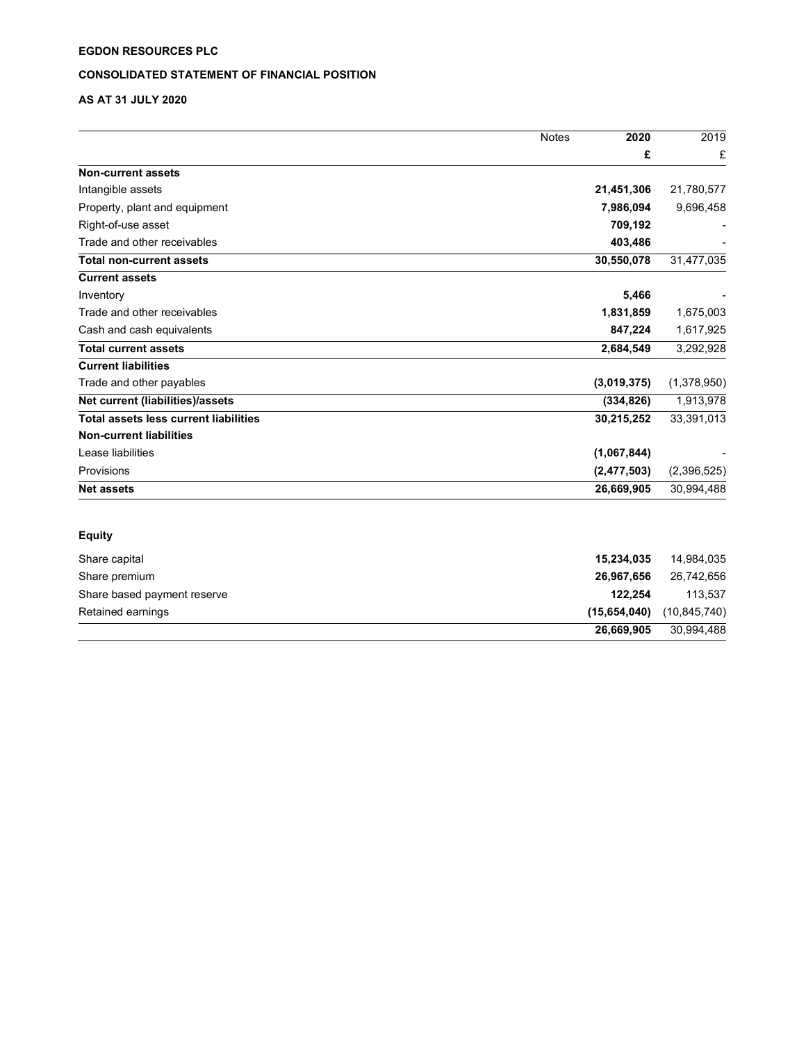**EGDON RESOURCES PLC**

**CONSOLIDATED STATEMENT OF FINANCIAL POSITION**

**AS AT 31 JULY 2020**

| | Notes | 2020 | 2019 |
|---|---|---|---|
| | | **£** | £ |
| **Non-current assets** | | | |
| Intangible assets | | **21,451,306** | 21,780,577 |
| Property, plant and equipment | | **7,986,094** | 9,696,458 |
| Right-of-use asset | | **709,192** | - |
| Trade and other receivables | | **403,486** | - |
| **Total non-current assets** | | **30,550,078** | 31,477,035 |
| **Current assets** | | | |
| Inventory | | **5,466** | - |
| Trade and other receivables | | **1,831,859** | 1,675,003 |
| Cash and cash equivalents | | **847,224** | 1,617,925 |
| **Total current assets** | | **2,684,549** | 3,292,928 |
| **Current liabilities** | | | |
| Trade and other payables | | **(3,019,375)** | (1,378,950) |
| **Net current (liabilities)/assets** | | **(334,826)** | 1,913,978 |
| **Total assets less current liabilities** | | **30,215,252** | 33,391,013 |
| **Non-current liabilities** | | | |
| Lease liabilities | | **(1,067,844)** | - |
| Provisions | | **(2,477,503)** | (2,396,525) |
| **Net assets** | | **26,669,905** | 30,994,488 |

**Equity**

| | | |
|---|---|---|
| Share capital | **15,234,035** | 14,984,035 |
| Share premium | **26,967,656** | 26,742,656 |
| Share based payment reserve | **122,254** | 113,537 |
| Retained earnings | **(15,654,040)** | (10,845,740) |
| | **26,669,905** | 30,994,488 |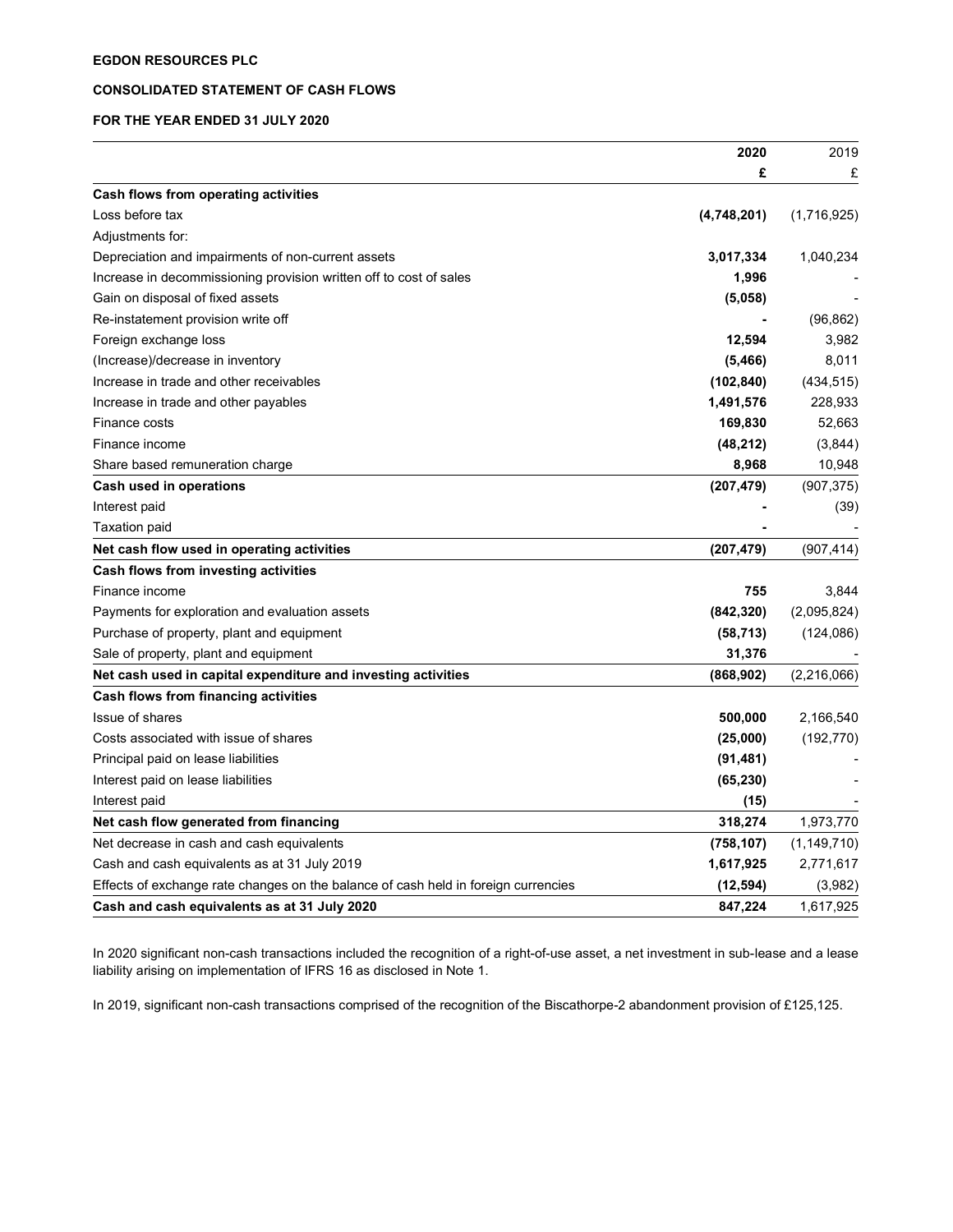**EGDON RESOURCES PLC**

**CONSOLIDATED STATEMENT OF CASH FLOWS**

**FOR THE YEAR ENDED 31 JULY 2020**

| | **2020** | 2019 |
|---|---|---|
| | **£** | £ |
| **Cash flows from operating activities** | | |
| Loss before tax | **(4,748,201)** | (1,716,925) |
| Adjustments for: | | |
| Depreciation and impairments of non-current assets | **3,017,334** | 1,040,234 |
| Increase in decommissioning provision written off to cost of sales | **1,996** | - |
| Gain on disposal of fixed assets | **(5,058)** | - |
| Re-instatement provision write off | **-** | (96,862) |
| Foreign exchange loss | **12,594** | 3,982 |
| (Increase)/decrease in inventory | **(5,466)** | 8,011 |
| Increase in trade and other receivables | **(102,840)** | (434,515) |
| Increase in trade and other payables | **1,491,576** | 228,933 |
| Finance costs | **169,830** | 52,663 |
| Finance income | **(48,212)** | (3,844) |
| Share based remuneration charge | **8,968** | 10,948 |
| **Cash used in operations** | **(207,479)** | (907,375) |
| Interest paid | **-** | (39) |
| Taxation paid | **-** | - |
| **Net cash flow used in operating activities** | **(207,479)** | (907,414) |
| **Cash flows from investing activities** | | |
| Finance income | **755** | 3,844 |
| Payments for exploration and evaluation assets | **(842,320)** | (2,095,824) |
| Purchase of property, plant and equipment | **(58,713)** | (124,086) |
| Sale of property, plant and equipment | **31,376** | - |
| **Net cash used in capital expenditure and investing activities** | **(868,902)** | (2,216,066) |
| **Cash flows from financing activities** | | |
| Issue of shares | **500,000** | 2,166,540 |
| Costs associated with issue of shares | **(25,000)** | (192,770) |
| Principal paid on lease liabilities | **(91,481)** | - |
| Interest paid on lease liabilities | **(65,230)** | - |
| Interest paid | **(15)** | - |
| **Net cash flow generated from financing** | **318,274** | 1,973,770 |
| Net decrease in cash and cash equivalents | **(758,107)** | (1,149,710) |
| Cash and cash equivalents as at 31 July 2019 | **1,617,925** | 2,771,617 |
| Effects of exchange rate changes on the balance of cash held in foreign currencies | **(12,594)** | (3,982) |
| **Cash and cash equivalents as at 31 July 2020** | **847,224** | 1,617,925 |

In 2020 significant non-cash transactions included the recognition of a right-of-use asset, a net investment in sub-lease and a lease liability arising on implementation of IFRS 16 as disclosed in Note 1.

In 2019, significant non-cash transactions comprised of the recognition of the Biscathorpe-2 abandonment provision of £125,125.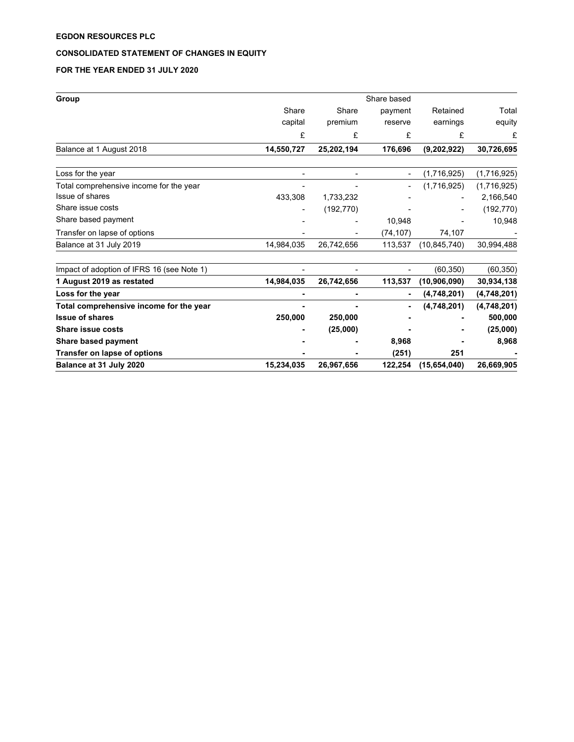**EGDON RESOURCES PLC**

**CONSOLIDATED STATEMENT OF CHANGES IN EQUITY**

**FOR THE YEAR ENDED 31 JULY 2020**

| **Group** | Share capital | Share premium | Share based payment reserve | Retained earnings | Total equity |
|---|---|---|---|---|---|
| | £ | £ | £ | £ | £ |
| Balance at 1 August 2018 | **14,550,727** | **25,202,194** | **176,696** | **(9,202,922)** | **30,726,695** |
| Loss for the year | - | - | - | (1,716,925) | (1,716,925) |
| Total comprehensive income for the year | - | - | - | (1,716,925) | (1,716,925) |
| Issue of shares | 433,308 | 1,733,232 | - | - | 2,166,540 |
| Share issue costs | - | (192,770) | - | - | (192,770) |
| Share based payment | - | - | 10,948 | - | 10,948 |
| Transfer on lapse of options | - | - | (74,107) | 74,107 | - |
| Balance at 31 July 2019 | 14,984,035 | 26,742,656 | 113,537 | (10,845,740) | 30,994,488 |
| Impact of adoption of IFRS 16 (see Note 1) | - | - | - | (60,350) | (60,350) |
| **1 August 2019 as restated** | **14,984,035** | **26,742,656** | **113,537** | **(10,906,090)** | **30,934,138** |
| **Loss for the year** | **-** | **-** | **-** | **(4,748,201)** | **(4,748,201)** |
| **Total comprehensive income for the year** | **-** | **-** | **-** | **(4,748,201)** | **(4,748,201)** |
| **Issue of shares** | **250,000** | **250,000** | **-** | **-** | **500,000** |
| **Share issue costs** | **-** | **(25,000)** | **-** | **-** | **(25,000)** |
| **Share based payment** | **-** | **-** | **8,968** | **-** | **8,968** |
| **Transfer on lapse of options** | **-** | **-** | **(251)** | **251** | **-** |
| **Balance at 31 July 2020** | **15,234,035** | **26,967,656** | **122,254** | **(15,654,040)** | **26,669,905** |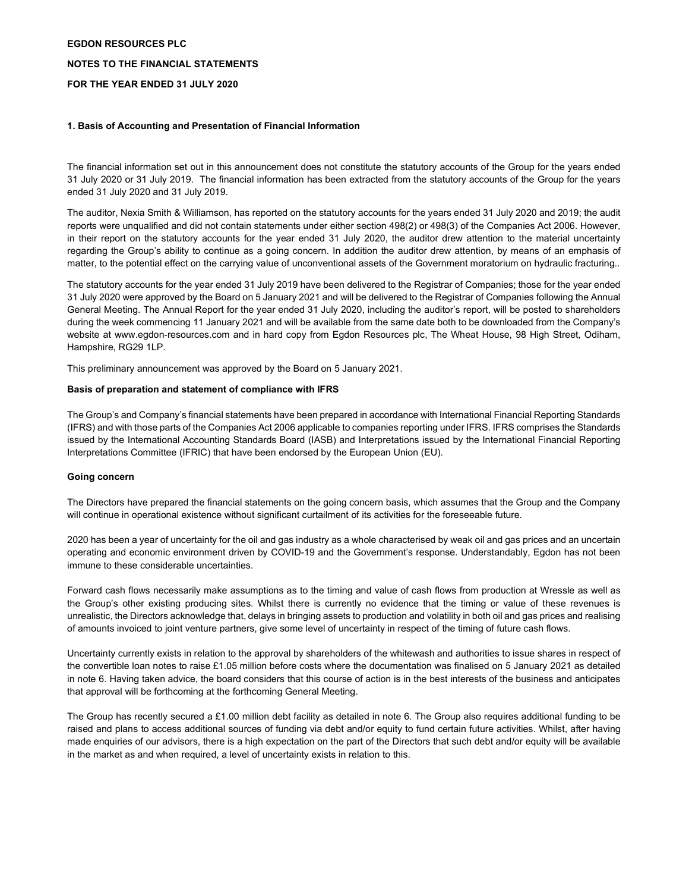**EGDON RESOURCES PLC**

**NOTES TO THE FINANCIAL STATEMENTS**

**FOR THE YEAR ENDED 31 JULY 2020**

**1. Basis of Accounting and Presentation of Financial Information**

The financial information set out in this announcement does not constitute the statutory accounts of the Group for the years ended 31 July 2020 or 31 July 2019. The financial information has been extracted from the statutory accounts of the Group for the years ended 31 July 2020 and 31 July 2019.

The auditor, Nexia Smith & Williamson, has reported on the statutory accounts for the years ended 31 July 2020 and 2019; the audit reports were unqualified and did not contain statements under either section 498(2) or 498(3) of the Companies Act 2006. However, in their report on the statutory accounts for the year ended 31 July 2020, the auditor drew attention to the material uncertainty regarding the Group's ability to continue as a going concern. In addition the auditor drew attention, by means of an emphasis of matter, to the potential effect on the carrying value of unconventional assets of the Government moratorium on hydraulic fracturing..

The statutory accounts for the year ended 31 July 2019 have been delivered to the Registrar of Companies; those for the year ended 31 July 2020 were approved by the Board on 5 January 2021 and will be delivered to the Registrar of Companies following the Annual General Meeting. The Annual Report for the year ended 31 July 2020, including the auditor's report, will be posted to shareholders during the week commencing 11 January 2021 and will be available from the same date both to be downloaded from the Company's website at www.egdon-resources.com and in hard copy from Egdon Resources plc, The Wheat House, 98 High Street, Odiham, Hampshire, RG29 1LP.

This preliminary announcement was approved by the Board on 5 January 2021.

**Basis of preparation and statement of compliance with IFRS**

The Group's and Company's financial statements have been prepared in accordance with International Financial Reporting Standards (IFRS) and with those parts of the Companies Act 2006 applicable to companies reporting under IFRS. IFRS comprises the Standards issued by the International Accounting Standards Board (IASB) and Interpretations issued by the International Financial Reporting Interpretations Committee (IFRIC) that have been endorsed by the European Union (EU).

**Going concern**

The Directors have prepared the financial statements on the going concern basis, which assumes that the Group and the Company will continue in operational existence without significant curtailment of its activities for the foreseeable future.

2020 has been a year of uncertainty for the oil and gas industry as a whole characterised by weak oil and gas prices and an uncertain operating and economic environment driven by COVID-19 and the Government's response. Understandably, Egdon has not been immune to these considerable uncertainties.

Forward cash flows necessarily make assumptions as to the timing and value of cash flows from production at Wressle as well as the Group's other existing producing sites. Whilst there is currently no evidence that the timing or value of these revenues is unrealistic, the Directors acknowledge that, delays in bringing assets to production and volatility in both oil and gas prices and realising of amounts invoiced to joint venture partners, give some level of uncertainty in respect of the timing of future cash flows.

Uncertainty currently exists in relation to the approval by shareholders of the whitewash and authorities to issue shares in respect of the convertible loan notes to raise £1.05 million before costs where the documentation was finalised on 5 January 2021 as detailed in note 6. Having taken advice, the board considers that this course of action is in the best interests of the business and anticipates that approval will be forthcoming at the forthcoming General Meeting.

The Group has recently secured a £1.00 million debt facility as detailed in note 6. The Group also requires additional funding to be raised and plans to access additional sources of funding via debt and/or equity to fund certain future activities. Whilst, after having made enquiries of our advisors, there is a high expectation on the part of the Directors that such debt and/or equity will be available in the market as and when required, a level of uncertainty exists in relation to this.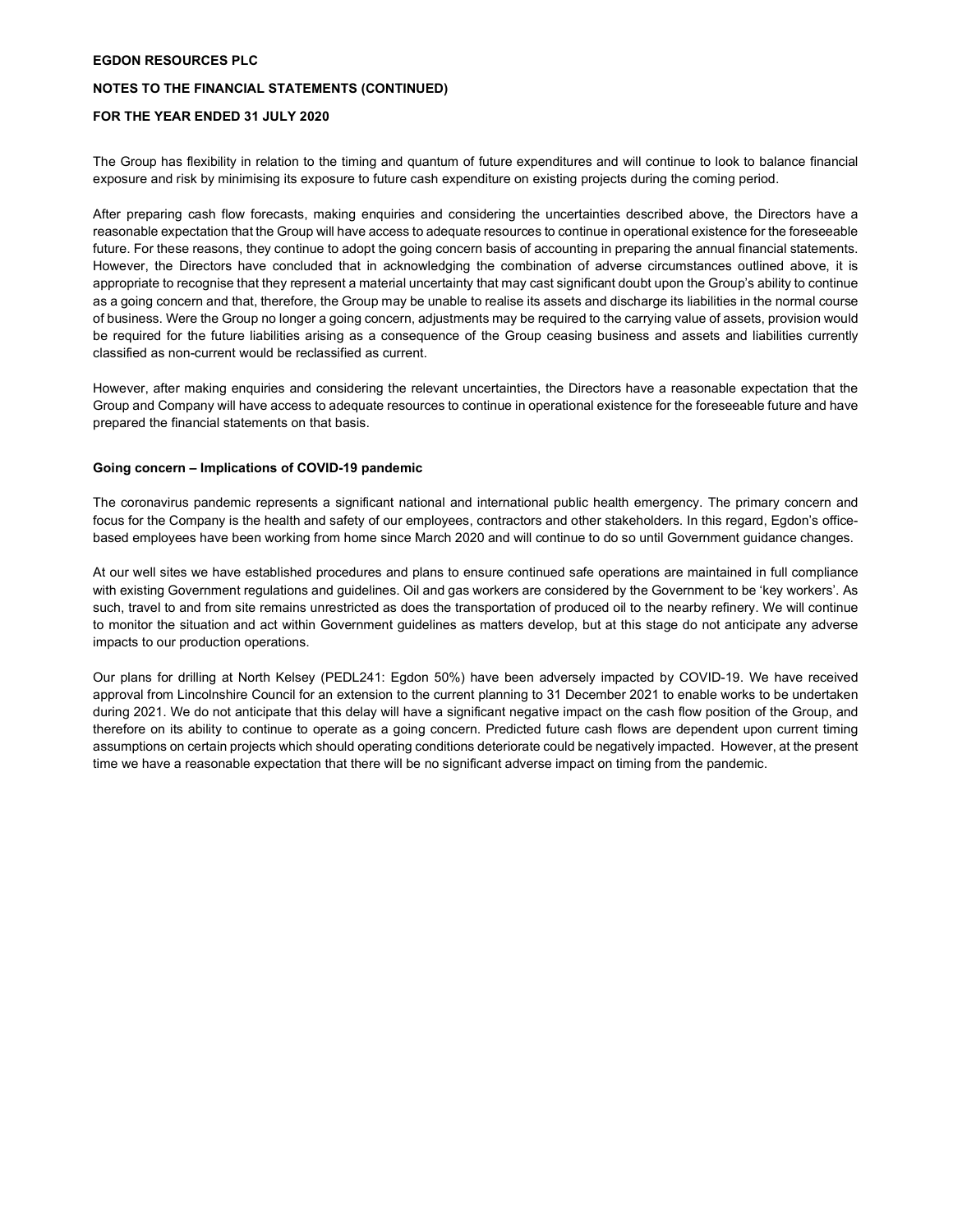The Group has flexibility in relation to the timing and quantum of future expenditures and will continue to look to balance financial exposure and risk by minimising its exposure to future cash expenditure on existing projects during the coming period.

After preparing cash flow forecasts, making enquiries and considering the uncertainties described above, the Directors have a reasonable expectation that the Group will have access to adequate resources to continue in operational existence for the foreseeable future. For these reasons, they continue to adopt the going concern basis of accounting in preparing the annual financial statements. However, the Directors have concluded that in acknowledging the combination of adverse circumstances outlined above, it is appropriate to recognise that they represent a material uncertainty that may cast significant doubt upon the Group's ability to continue as a going concern and that, therefore, the Group may be unable to realise its assets and discharge its liabilities in the normal course of business. Were the Group no longer a going concern, adjustments may be required to the carrying value of assets, provision would be required for the future liabilities arising as a consequence of the Group ceasing business and assets and liabilities currently classified as non-current would be reclassified as current.

However, after making enquiries and considering the relevant uncertainties, the Directors have a reasonable expectation that the Group and Company will have access to adequate resources to continue in operational existence for the foreseeable future and have prepared the financial statements on that basis.

**Going concern – Implications of COVID-19 pandemic**

The coronavirus pandemic represents a significant national and international public health emergency. The primary concern and focus for the Company is the health and safety of our employees, contractors and other stakeholders. In this regard, Egdon's office-based employees have been working from home since March 2020 and will continue to do so until Government guidance changes.

At our well sites we have established procedures and plans to ensure continued safe operations are maintained in full compliance with existing Government regulations and guidelines. Oil and gas workers are considered by the Government to be 'key workers'. As such, travel to and from site remains unrestricted as does the transportation of produced oil to the nearby refinery. We will continue to monitor the situation and act within Government guidelines as matters develop, but at this stage do not anticipate any adverse impacts to our production operations.

Our plans for drilling at North Kelsey (PEDL241: Egdon 50%) have been adversely impacted by COVID-19. We have received approval from Lincolnshire Council for an extension to the current planning to 31 December 2021 to enable works to be undertaken during 2021. We do not anticipate that this delay will have a significant negative impact on the cash flow position of the Group, and therefore on its ability to continue to operate as a going concern. Predicted future cash flows are dependent upon current timing assumptions on certain projects which should operating conditions deteriorate could be negatively impacted. However, at the present time we have a reasonable expectation that there will be no significant adverse impact on timing from the pandemic.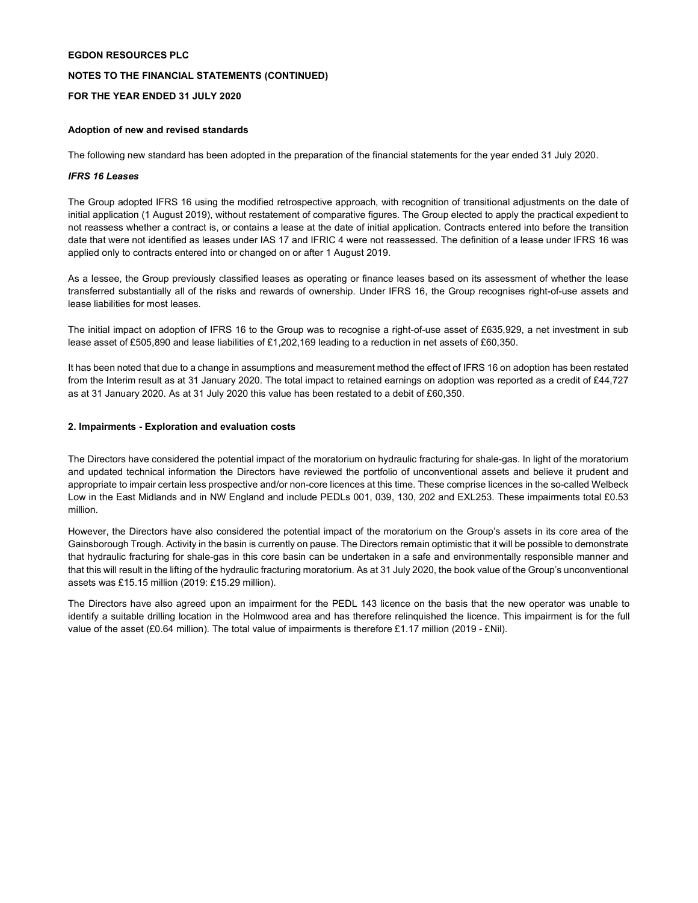**EGDON RESOURCES PLC**

**NOTES TO THE FINANCIAL STATEMENTS (CONTINUED)**

**FOR THE YEAR ENDED 31 JULY 2020**

### Adoption of new and revised standards

The following new standard has been adopted in the preparation of the financial statements for the year ended 31 July 2020.

***IFRS 16 Leases***

The Group adopted IFRS 16 using the modified retrospective approach, with recognition of transitional adjustments on the date of initial application (1 August 2019), without restatement of comparative figures. The Group elected to apply the practical expedient to not reassess whether a contract is, or contains a lease at the date of initial application. Contracts entered into before the transition date that were not identified as leases under IAS 17 and IFRIC 4 were not reassessed. The definition of a lease under IFRS 16 was applied only to contracts entered into or changed on or after 1 August 2019.

As a lessee, the Group previously classified leases as operating or finance leases based on its assessment of whether the lease transferred substantially all of the risks and rewards of ownership. Under IFRS 16, the Group recognises right-of-use assets and lease liabilities for most leases.

The initial impact on adoption of IFRS 16 to the Group was to recognise a right-of-use asset of £635,929, a net investment in sub lease asset of £505,890 and lease liabilities of £1,202,169 leading to a reduction in net assets of £60,350.

It has been noted that due to a change in assumptions and measurement method the effect of IFRS 16 on adoption has been restated from the Interim result as at 31 January 2020. The total impact to retained earnings on adoption was reported as a credit of £44,727 as at 31 January 2020. As at 31 July 2020 this value has been restated to a debit of £60,350.

### 2. Impairments - Exploration and evaluation costs

The Directors have considered the potential impact of the moratorium on hydraulic fracturing for shale-gas. In light of the moratorium and updated technical information the Directors have reviewed the portfolio of unconventional assets and believe it prudent and appropriate to impair certain less prospective and/or non-core licences at this time. These comprise licences in the so-called Welbeck Low in the East Midlands and in NW England and include PEDLs 001, 039, 130, 202 and EXL253. These impairments total £0.53 million.

However, the Directors have also considered the potential impact of the moratorium on the Group's assets in its core area of the Gainsborough Trough. Activity in the basin is currently on pause. The Directors remain optimistic that it will be possible to demonstrate that hydraulic fracturing for shale-gas in this core basin can be undertaken in a safe and environmentally responsible manner and that this will result in the lifting of the hydraulic fracturing moratorium. As at 31 July 2020, the book value of the Group's unconventional assets was £15.15 million (2019: £15.29 million).

The Directors have also agreed upon an impairment for the PEDL 143 licence on the basis that the new operator was unable to identify a suitable drilling location in the Holmwood area and has therefore relinquished the licence. This impairment is for the full value of the asset (£0.64 million). The total value of impairments is therefore £1.17 million (2019 - £Nil).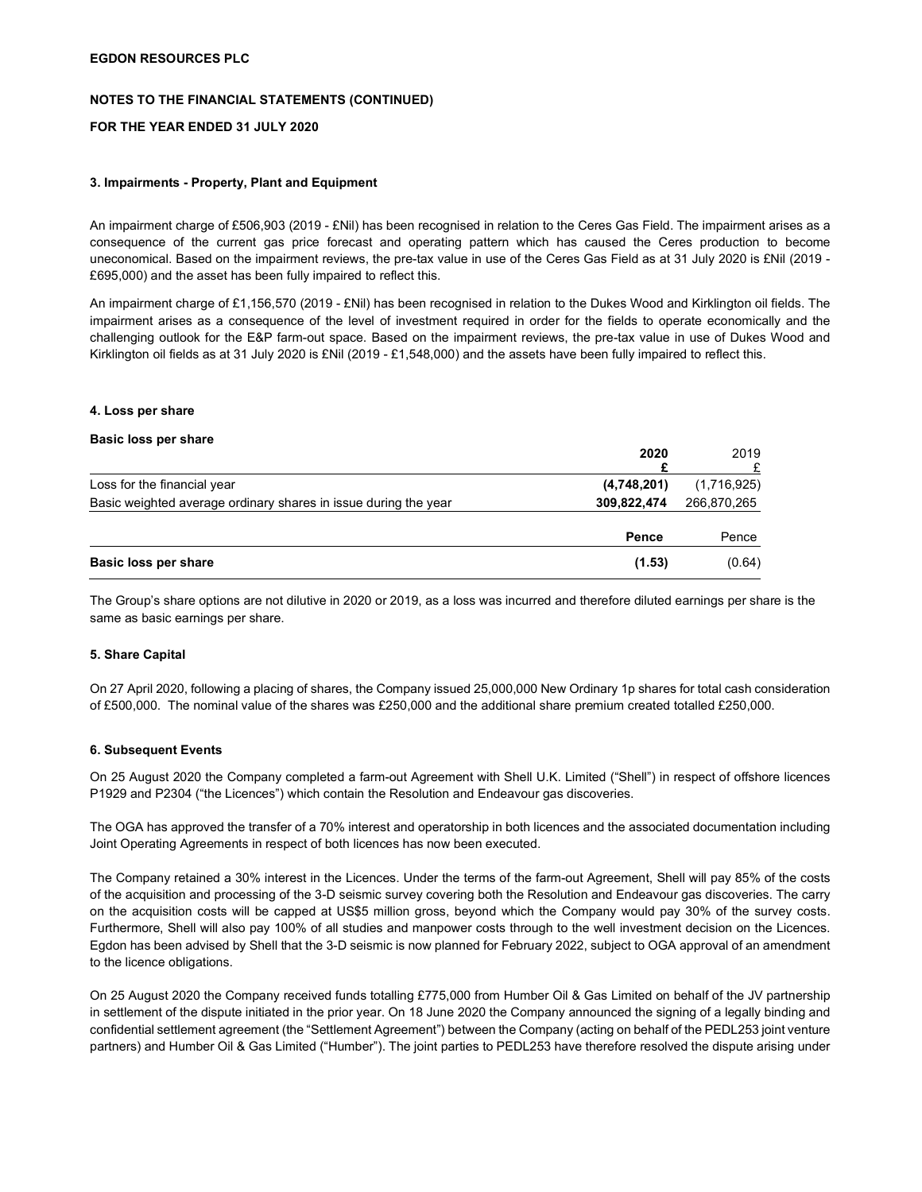EGDON RESOURCES PLC

NOTES TO THE FINANCIAL STATEMENTS (CONTINUED)

FOR THE YEAR ENDED 31 JULY 2020

### 3. Impairments - Property, Plant and Equipment

An impairment charge of £506,903 (2019 - £Nil) has been recognised in relation to the Ceres Gas Field. The impairment arises as a consequence of the current gas price forecast and operating pattern which has caused the Ceres production to become uneconomical. Based on the impairment reviews, the pre-tax value in use of the Ceres Gas Field as at 31 July 2020 is £Nil (2019 - £695,000) and the asset has been fully impaired to reflect this.

An impairment charge of £1,156,570 (2019 - £Nil) has been recognised in relation to the Dukes Wood and Kirklington oil fields. The impairment arises as a consequence of the level of investment required in order for the fields to operate economically and the challenging outlook for the E&P farm-out space. Based on the impairment reviews, the pre-tax value in use of Dukes Wood and Kirklington oil fields as at 31 July 2020 is £Nil (2019 - £1,548,000) and the assets have been fully impaired to reflect this.

### 4. Loss per share

**Basic loss per share**

| | **2020** | 2019 |
|---|---|---|
| | **£** | £ |
| Loss for the financial year | **(4,748,201)** | (1,716,925) |
| Basic weighted average ordinary shares in issue during the year | **309,822,474** | 266,870,265 |
| | **Pence** | Pence |
| **Basic loss per share** | **(1.53)** | (0.64) |

The Group's share options are not dilutive in 2020 or 2019, as a loss was incurred and therefore diluted earnings per share is the same as basic earnings per share.

### 5. Share Capital

On 27 April 2020, following a placing of shares, the Company issued 25,000,000 New Ordinary 1p shares for total cash consideration of £500,000. The nominal value of the shares was £250,000 and the additional share premium created totalled £250,000.

### 6. Subsequent Events

On 25 August 2020 the Company completed a farm-out Agreement with Shell U.K. Limited ("Shell") in respect of offshore licences P1929 and P2304 ("the Licences") which contain the Resolution and Endeavour gas discoveries.

The OGA has approved the transfer of a 70% interest and operatorship in both licences and the associated documentation including Joint Operating Agreements in respect of both licences has now been executed.

The Company retained a 30% interest in the Licences. Under the terms of the farm-out Agreement, Shell will pay 85% of the costs of the acquisition and processing of the 3-D seismic survey covering both the Resolution and Endeavour gas discoveries. The carry on the acquisition costs will be capped at US$5 million gross, beyond which the Company would pay 30% of the survey costs. Furthermore, Shell will also pay 100% of all studies and manpower costs through to the well investment decision on the Licences. Egdon has been advised by Shell that the 3-D seismic is now planned for February 2022, subject to OGA approval of an amendment to the licence obligations.

On 25 August 2020 the Company received funds totalling £775,000 from Humber Oil & Gas Limited on behalf of the JV partnership in settlement of the dispute initiated in the prior year. On 18 June 2020 the Company announced the signing of a legally binding and confidential settlement agreement (the "Settlement Agreement") between the Company (acting on behalf of the PEDL253 joint venture partners) and Humber Oil & Gas Limited ("Humber"). The joint parties to PEDL253 have therefore resolved the dispute arising under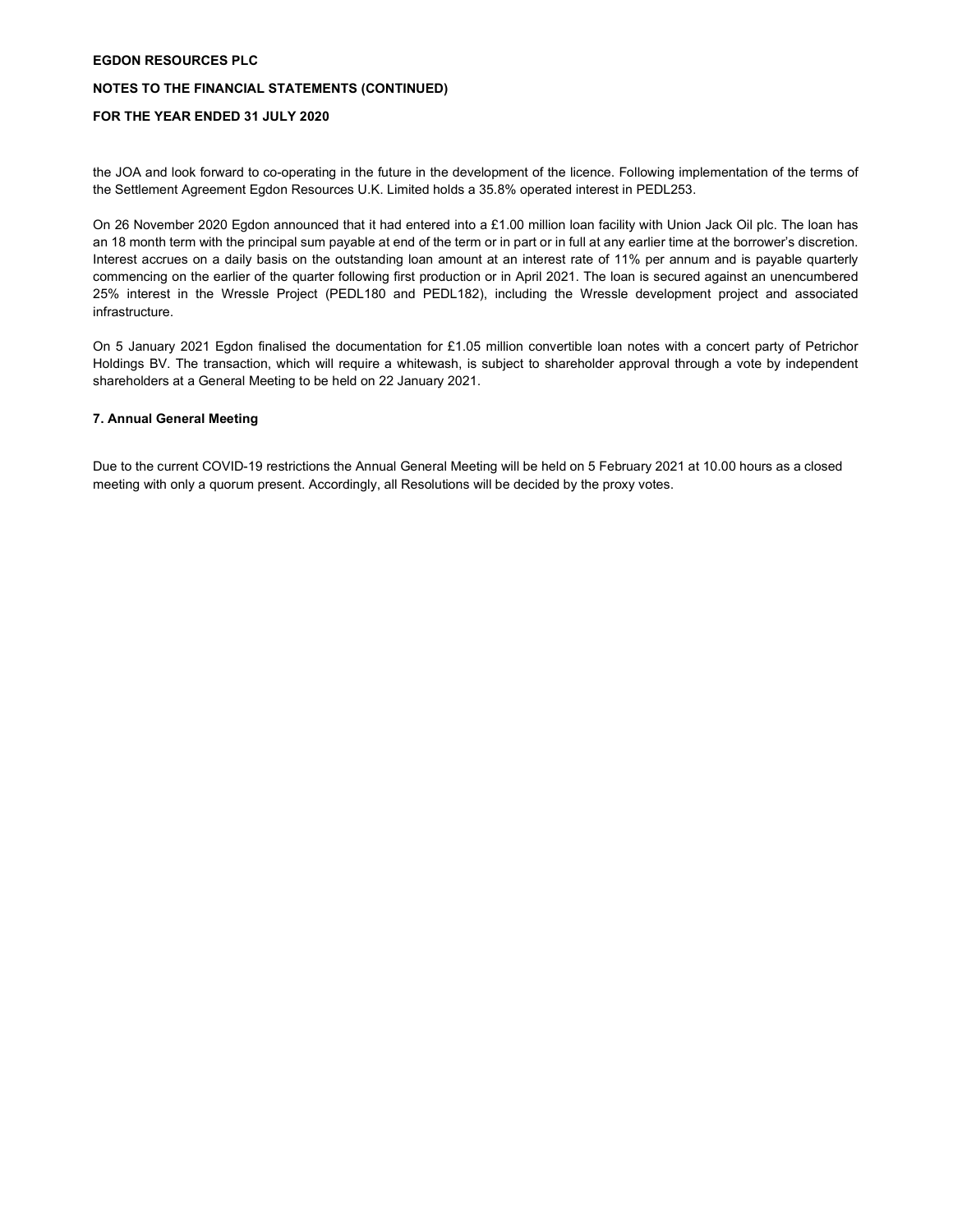the JOA and look forward to co-operating in the future in the development of the licence. Following implementation of the terms of the Settlement Agreement Egdon Resources U.K. Limited holds a 35.8% operated interest in PEDL253.

On 26 November 2020 Egdon announced that it had entered into a £1.00 million loan facility with Union Jack Oil plc. The loan has an 18 month term with the principal sum payable at end of the term or in part or in full at any earlier time at the borrower's discretion. Interest accrues on a daily basis on the outstanding loan amount at an interest rate of 11% per annum and is payable quarterly commencing on the earlier of the quarter following first production or in April 2021. The loan is secured against an unencumbered 25% interest in the Wressle Project (PEDL180 and PEDL182), including the Wressle development project and associated infrastructure.

On 5 January 2021 Egdon finalised the documentation for £1.05 million convertible loan notes with a concert party of Petrichor Holdings BV. The transaction, which will require a whitewash, is subject to shareholder approval through a vote by independent shareholders at a General Meeting to be held on 22 January 2021.

**7. Annual General Meeting**

Due to the current COVID-19 restrictions the Annual General Meeting will be held on 5 February 2021 at 10.00 hours as a closed meeting with only a quorum present. Accordingly, all Resolutions will be decided by the proxy votes.